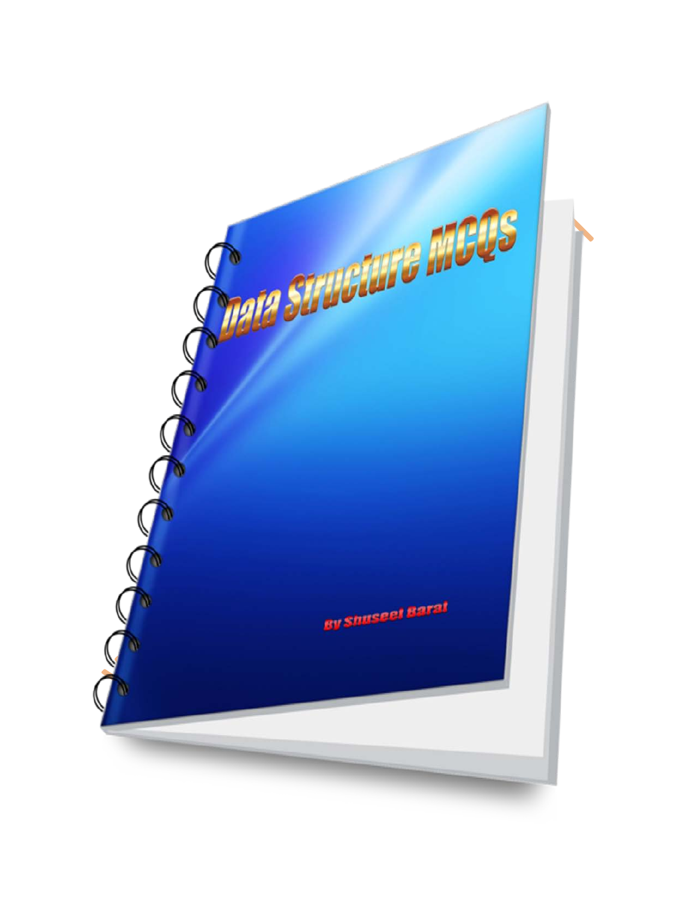# Data Structure MCQs

By Shuseel Baral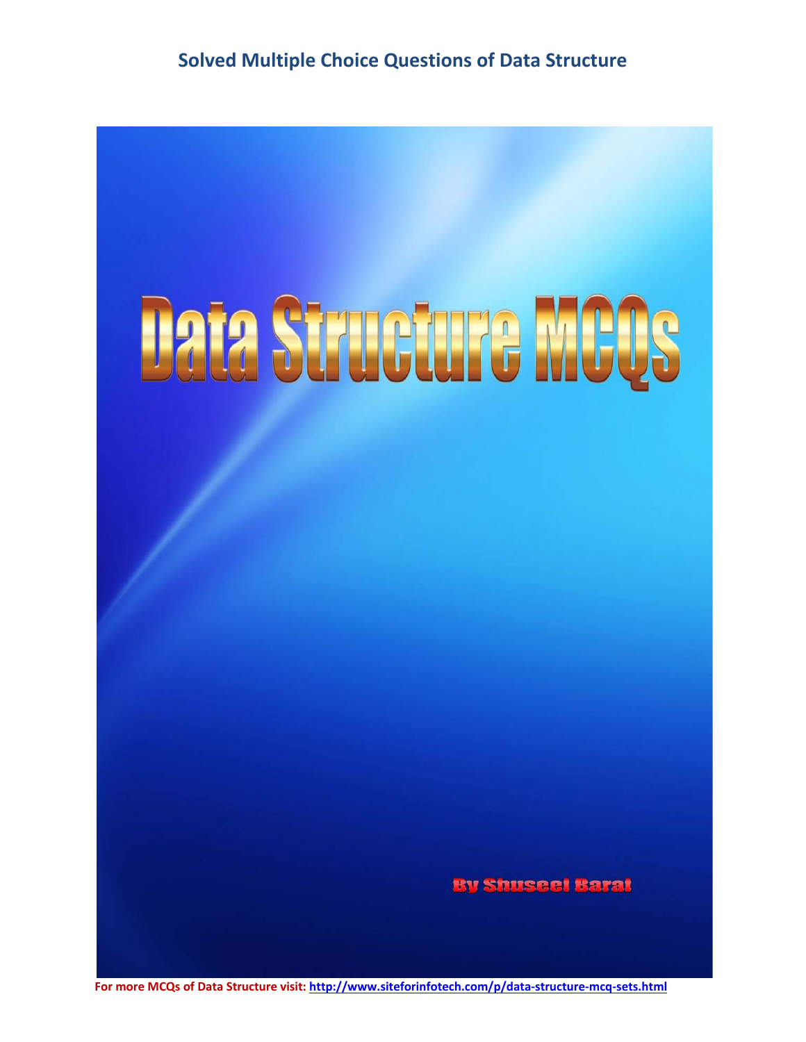# Solved Multiple Choice Questions of Data Structure

# Data Structure MCQs

By Shuseel Baral

For more MCQs of Data Structure visit: http://www.siteforinfotech.com/p/data-structure-mcq-sets.html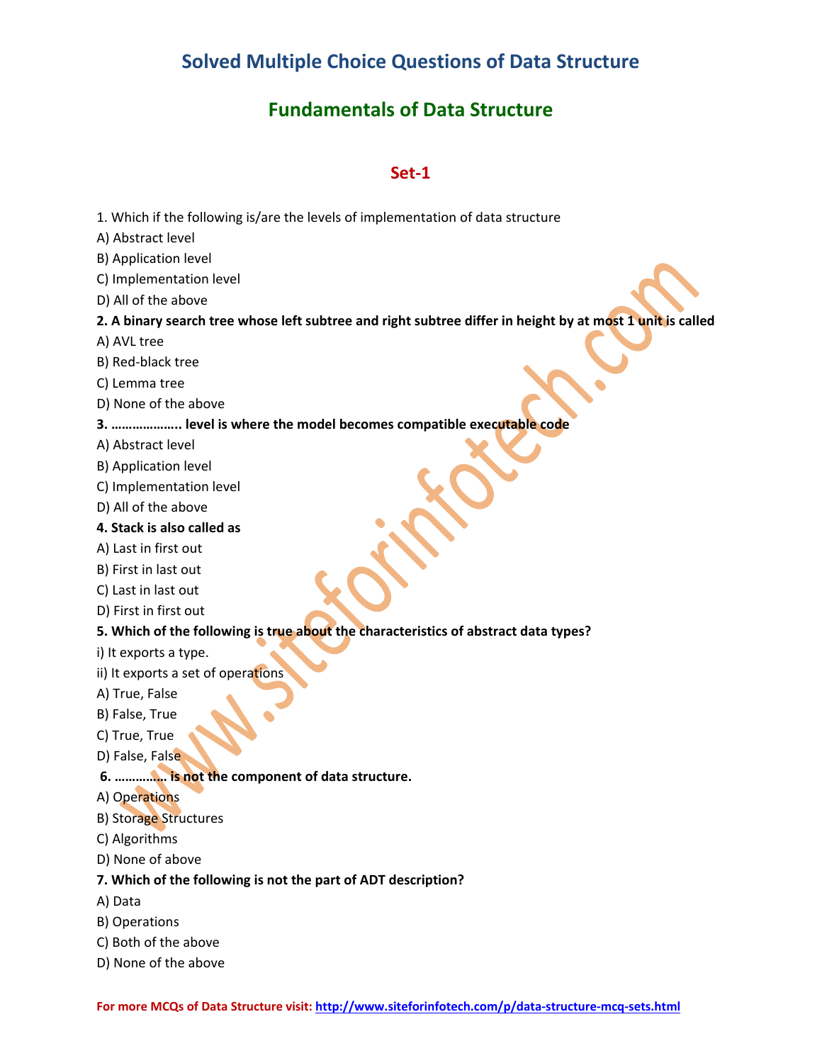# Solved Multiple Choice Questions of Data Structure

## Fundamentals of Data Structure

### Set-1

1. Which if the following is/are the levels of implementation of data structure

A) Abstract level

B) Application level

C) Implementation level

D) All of the above

**2. A binary search tree whose left subtree and right subtree differ in height by at most 1 unit is called**

A) AVL tree

B) Red-black tree

C) Lemma tree

D) None of the above

**3. ……………….. level is where the model becomes compatible executable code**

A) Abstract level

B) Application level

C) Implementation level

D) All of the above

**4. Stack is also called as**

A) Last in first out

B) First in last out

C) Last in last out

D) First in first out

**5. Which of the following is true about the characteristics of abstract data types?**

i) It exports a type.

ii) It exports a set of operations

A) True, False

B) False, True

C) True, True

D) False, False

**6. …………… is not the component of data structure.**

A) Operations

B) Storage Structures

C) Algorithms

D) None of above

**7. Which of the following is not the part of ADT description?**

A) Data

B) Operations

C) Both of the above

D) None of the above

**For more MCQs of Data Structure visit:** http://www.siteforinfotech.com/p/data-structure-mcq-sets.html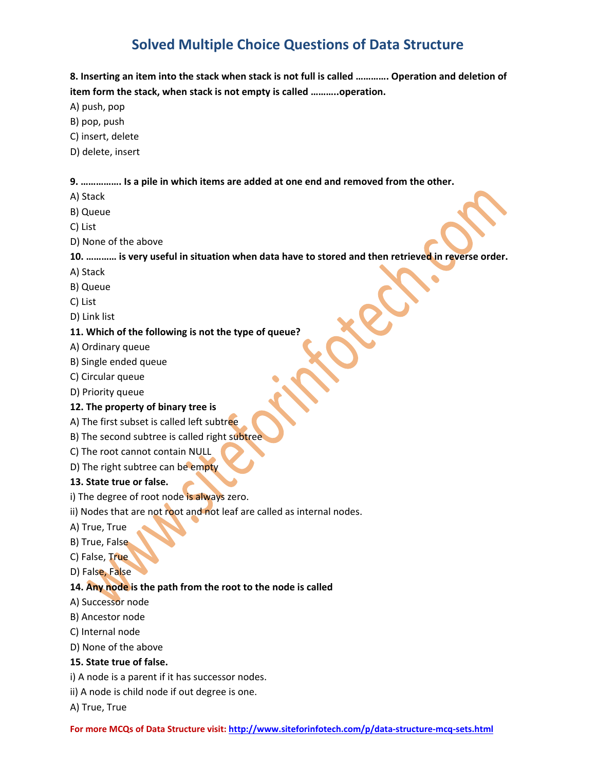# Solved Multiple Choice Questions of Data Structure

**8. Inserting an item into the stack when stack is not full is called …………. Operation and deletion of item form the stack, when stack is not empty is called ………..operation.**

A) push, pop

B) pop, push

C) insert, delete

D) delete, insert

**9. ……………. Is a pile in which items are added at one end and removed from the other.**

A) Stack

B) Queue

C) List

D) None of the above

**10. ………… is very useful in situation when data have to stored and then retrieved in reverse order.**

A) Stack

B) Queue

C) List

D) Link list

**11. Which of the following is not the type of queue?**

A) Ordinary queue

B) Single ended queue

C) Circular queue

D) Priority queue

**12. The property of binary tree is**

A) The first subset is called left subtree

B) The second subtree is called right subtree

C) The root cannot contain NULL

D) The right subtree can be empty

**13. State true or false.**

i) The degree of root node is always zero.

ii) Nodes that are not root and not leaf are called as internal nodes.

A) True, True

B) True, False

C) False, True

D) False, False

**14. Any node is the path from the root to the node is called**

A) Successor node

B) Ancestor node

C) Internal node

D) None of the above

**15. State true of false.**

i) A node is a parent if it has successor nodes.

ii) A node is child node if out degree is one.

A) True, True

For more MCQs of Data Structure visit: http://www.siteforinfotech.com/p/data-structure-mcq-sets.html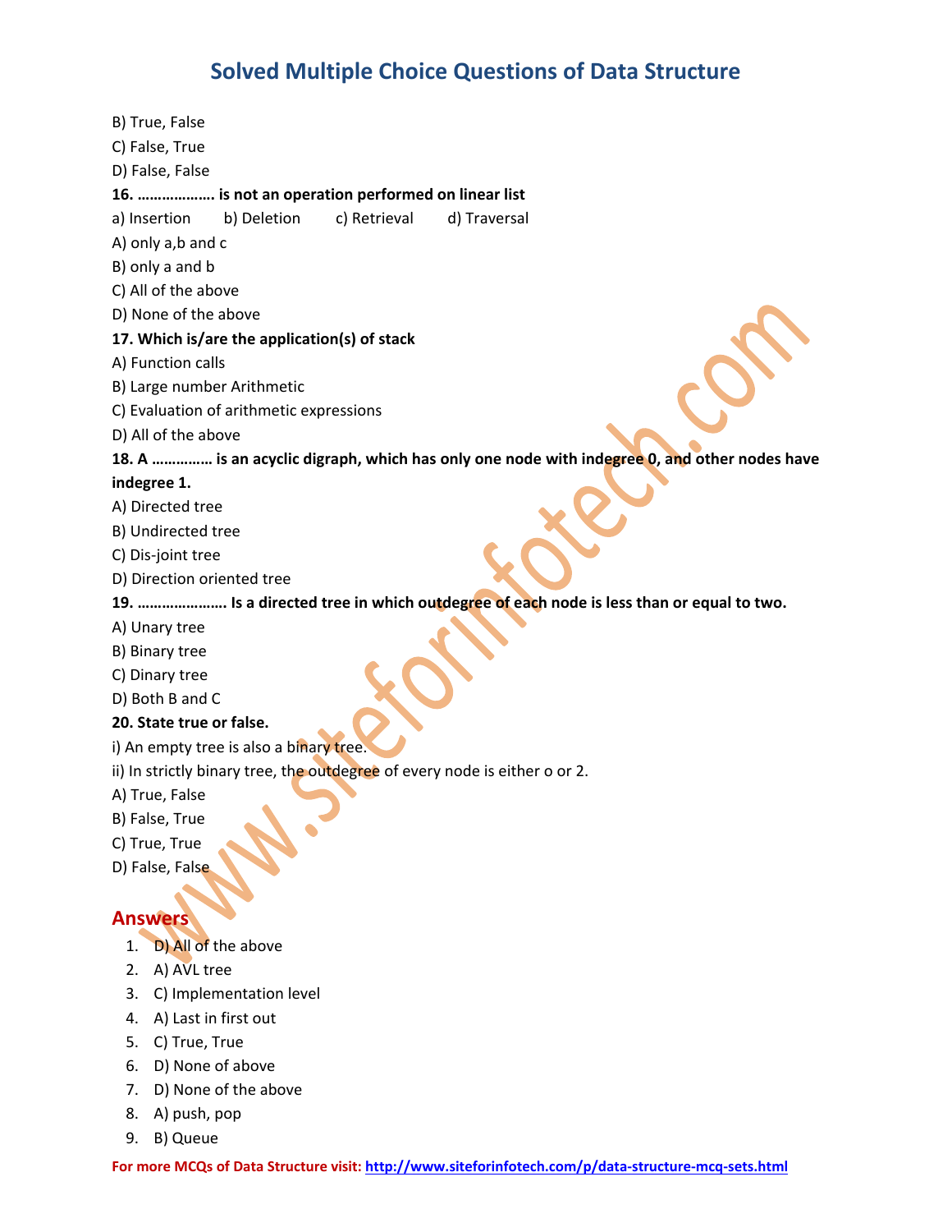B) True, False

C) False, True

D) False, False

**16. ………………. is not an operation performed on linear list**

a) Insertion  b) Deletion  c) Retrieval  d) Traversal

A) only a,b and c

B) only a and b

C) All of the above

D) None of the above

**17. Which is/are the application(s) of stack**

A) Function calls

B) Large number Arithmetic

C) Evaluation of arithmetic expressions

D) All of the above

**18. A …………… is an acyclic digraph, which has only one node with indegree 0, and other nodes have indegree 1.**

A) Directed tree

B) Undirected tree

C) Dis-joint tree

D) Direction oriented tree

**19. …………………. Is a directed tree in which outdegree of each node is less than or equal to two.**

A) Unary tree

B) Binary tree

C) Dinary tree

D) Both B and C

**20. State true or false.**

i) An empty tree is also a binary tree.

ii) In strictly binary tree, the outdegree of every node is either o or 2.

A) True, False

B) False, True

C) True, True

D) False, False

## Answers

1. D) All of the above
2. A) AVL tree
3. C) Implementation level
4. A) Last in first out
5. C) True, True
6. D) None of above
7. D) None of the above
8. A) push, pop
9. B) Queue

**For more MCQs of Data Structure visit:** http://www.siteforinfotech.com/p/data-structure-mcq-sets.html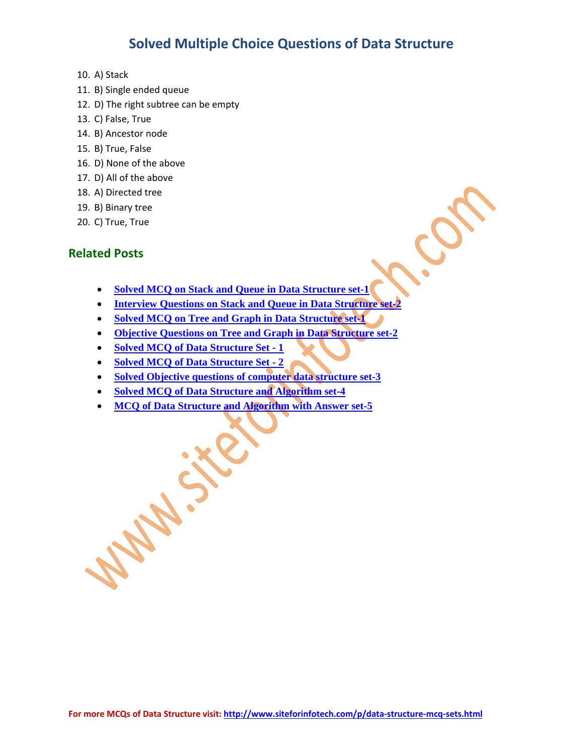10. A) Stack
11. B) Single ended queue
12. D) The right subtree can be empty
13. C) False, True
14. B) Ancestor node
15. B) True, False
16. D) None of the above
17. D) All of the above
18. A) Directed tree
19. B) Binary tree
20. C) True, True

## Related Posts

- **Solved MCQ on Stack and Queue in Data Structure set-1**
- **Interview Questions on Stack and Queue in Data Structure set-2**
- **Solved MCQ on Tree and Graph in Data Structure set-1**
- **Objective Questions on Tree and Graph in Data Structure set-2**
- **Solved MCQ of Data Structure Set - 1**
- **Solved MCQ of Data Structure Set - 2**
- **Solved Objective questions of computer data structure set-3**
- **Solved MCQ of Data Structure and Algorithm set-4**
- **MCQ of Data Structure and Algorithm with Answer set-5**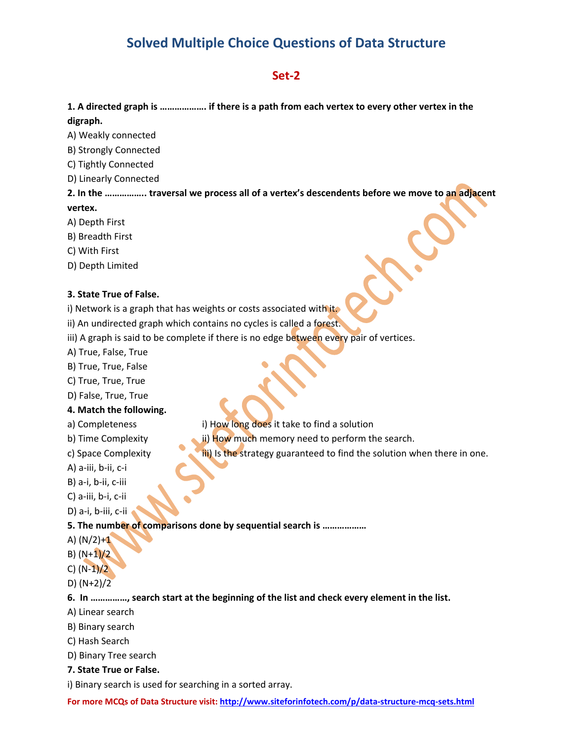# Solved Multiple Choice Questions of Data Structure

## Set-2

**1. A directed graph is ………………. if there is a path from each vertex to every other vertex in the digraph.**

A) Weakly connected
B) Strongly Connected
C) Tightly Connected
D) Linearly Connected

**2. In the ……………. traversal we process all of a vertex's descendents before we move to an adjacent vertex.**

A) Depth First
B) Breadth First
C) With First
D) Depth Limited

**3. State True of False.**

i) Network is a graph that has weights or costs associated with it.
ii) An undirected graph which contains no cycles is called a forest.
iii) A graph is said to be complete if there is no edge between every pair of vertices.

A) True, False, True
B) True, True, False
C) True, True, True
D) False, True, True

**4. Match the following.**

a) Completeness — i) How long does it take to find a solution
b) Time Complexity — ii) How much memory need to perform the search.
c) Space Complexity — iii) Is the strategy guaranteed to find the solution when there in one.

A) a-iii, b-ii, c-i
B) a-i, b-ii, c-iii
C) a-iii, b-i, c-ii
D) a-i, b-iii, c-ii

**5. The number of comparisons done by sequential search is ………………**

A) (N/2)+1
B) (N+1)/2
C) (N-1)/2
D) (N+2)/2

**6. In ……………, search start at the beginning of the list and check every element in the list.**

A) Linear search
B) Binary search
C) Hash Search
D) Binary Tree search

**7. State True or False.**

i) Binary search is used for searching in a sorted array.

**For more MCQs of Data Structure visit: http://www.siteforinfotech.com/p/data-structure-mcq-sets.html**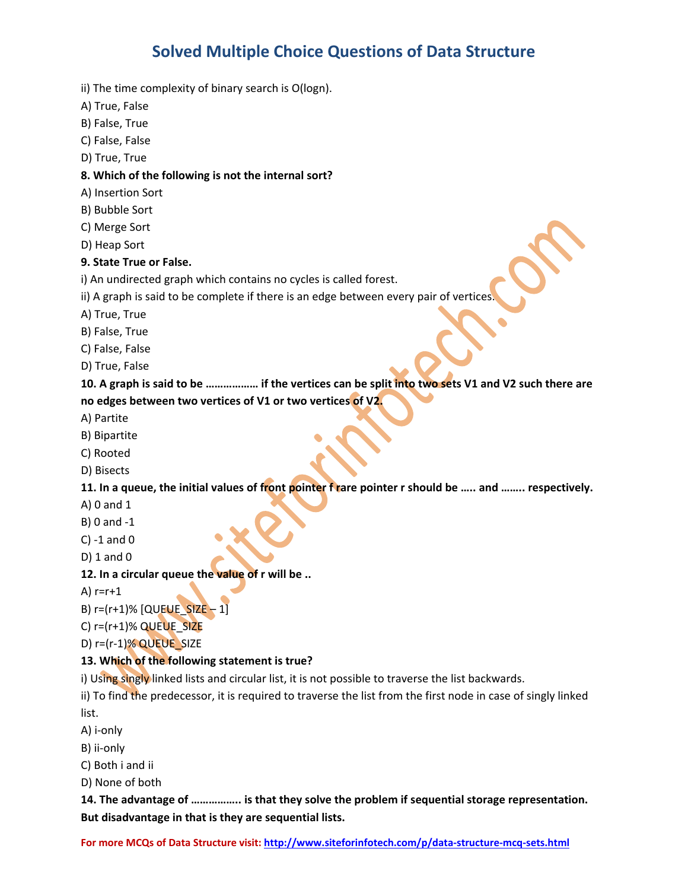ii) The time complexity of binary search is O(logn).

A) True, False

B) False, True

C) False, False

D) True, True

**8. Which of the following is not the internal sort?**

A) Insertion Sort

B) Bubble Sort

C) Merge Sort

D) Heap Sort

**9. State True or False.**

i) An undirected graph which contains no cycles is called forest.

ii) A graph is said to be complete if there is an edge between every pair of vertices.

A) True, True

B) False, True

C) False, False

D) True, False

**10. A graph is said to be ……………… if the vertices can be split into two sets V1 and V2 such there are no edges between two vertices of V1 or two vertices of V2.**

A) Partite

B) Bipartite

C) Rooted

D) Bisects

**11. In a queue, the initial values of front pointer f rare pointer r should be ….. and …….. respectively.**

A) 0 and 1

B) 0 and -1

C) -1 and 0

D) 1 and 0

**12. In a circular queue the value of r will be ..**

A) r=r+1

B) r=(r+1)% [QUEUE_SIZE – 1]

C) r=(r+1)% QUEUE_SIZE

D) r=(r-1)% QUEUE_SIZE

**13. Which of the following statement is true?**

i) Using singly linked lists and circular list, it is not possible to traverse the list backwards.

ii) To find the predecessor, it is required to traverse the list from the first node in case of singly linked list.

A) i-only

B) ii-only

C) Both i and ii

D) None of both

**14. The advantage of …………….. is that they solve the problem if sequential storage representation. But disadvantage in that is they are sequential lists.**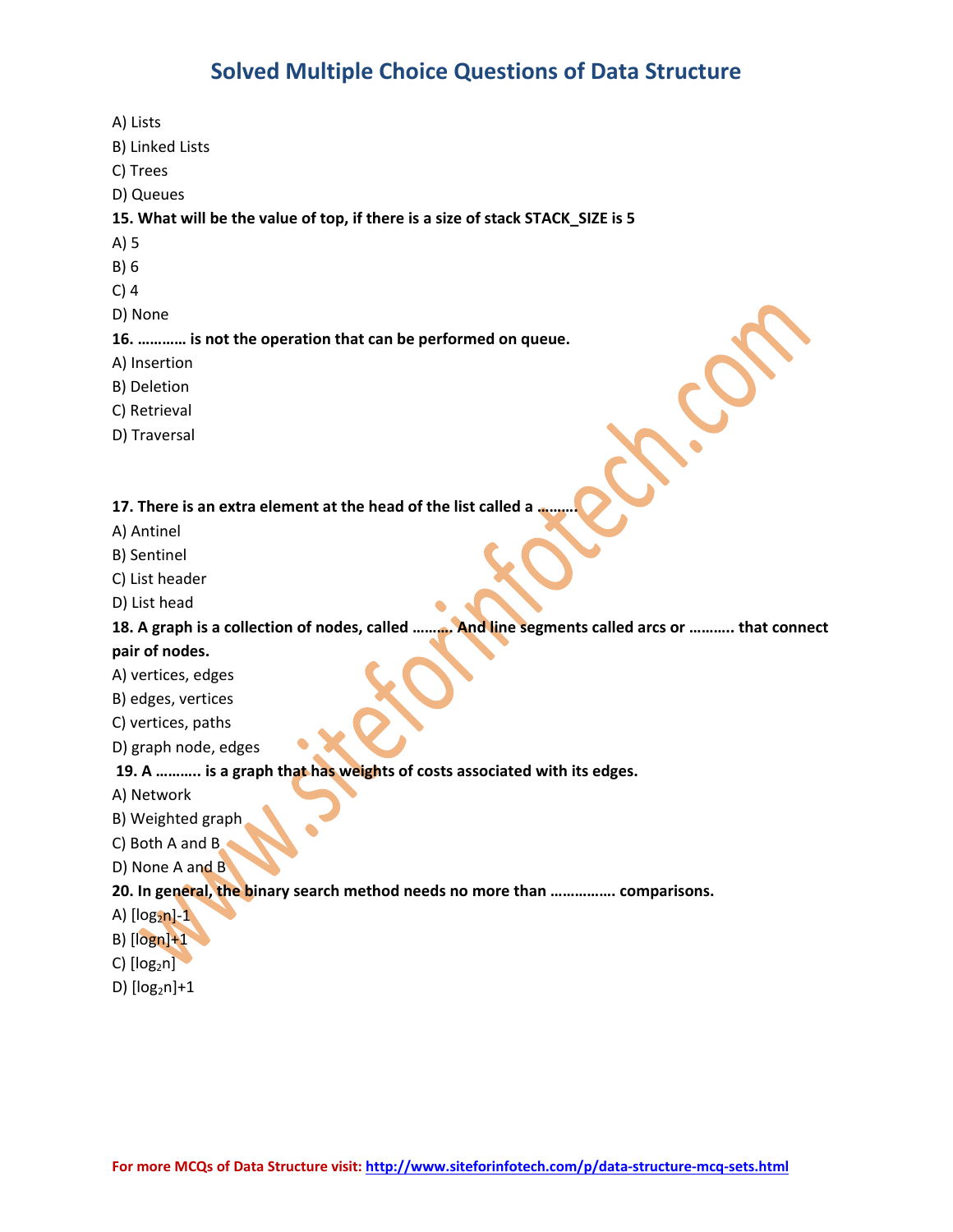A) Lists

B) Linked Lists

C) Trees

D) Queues

**15. What will be the value of top, if there is a size of stack STACK_SIZE is 5**

A) 5

B) 6

C) 4

D) None

**16. ………… is not the operation that can be performed on queue.**

A) Insertion

B) Deletion

C) Retrieval

D) Traversal

**17. There is an extra element at the head of the list called a ……….**

A) Antinel

B) Sentinel

C) List header

D) List head

**18. A graph is a collection of nodes, called ………. And line segments called arcs or ……….. that connect pair of nodes.**

A) vertices, edges

B) edges, vertices

C) vertices, paths

D) graph node, edges

**19. A ……….. is a graph that has weights of costs associated with its edges.**

A) Network

B) Weighted graph

C) Both A and B

D) None A and B

**20. In general, the binary search method needs no more than ……………. comparisons.**

A) $[\log_2 n]-1$

B) $[\log n]+1$

C) $[\log_2 n]$

D) $[\log_2 n]+1$

**For more MCQs of Data Structure visit:** http://www.siteforinfotech.com/p/data-structure-mcq-sets.html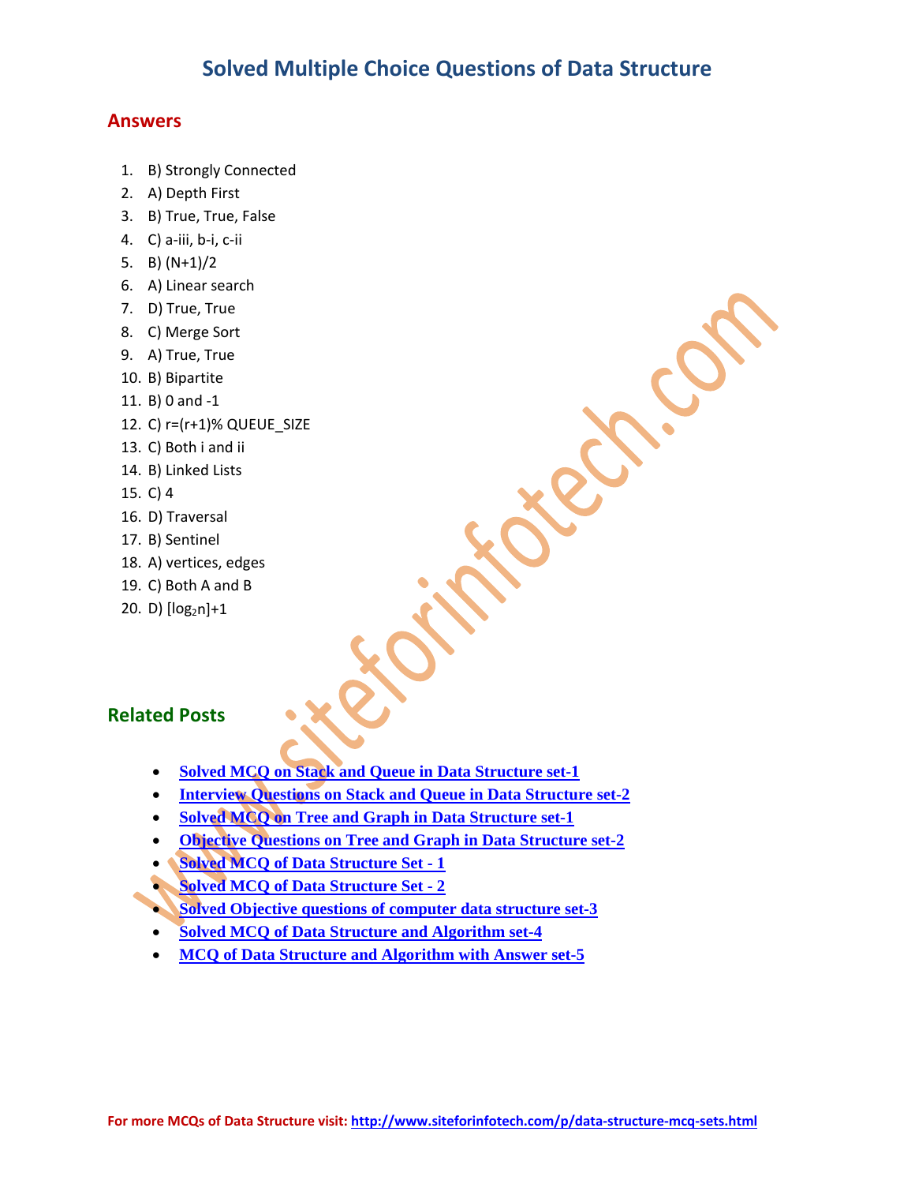# Solved Multiple Choice Questions of Data Structure

## Answers

1. B) Strongly Connected
2. A) Depth First
3. B) True, True, False
4. C) a-iii, b-i, c-ii
5. B) (N+1)/2
6. A) Linear search
7. D) True, True
8. C) Merge Sort
9. A) True, True
10. B) Bipartite
11. B) 0 and -1
12. C) r=(r+1)% QUEUE_SIZE
13. C) Both i and ii
14. B) Linked Lists
15. C) 4
16. D) Traversal
17. B) Sentinel
18. A) vertices, edges
19. C) Both A and B
20. D) $[\log_2 n]+1$

## Related Posts

- **Solved MCQ on Stack and Queue in Data Structure set-1**
- **Interview Questions on Stack and Queue in Data Structure set-2**
- **Solved MCQ on Tree and Graph in Data Structure set-1**
- **Objective Questions on Tree and Graph in Data Structure set-2**
- **Solved MCQ of Data Structure Set - 1**
- **Solved MCQ of Data Structure Set - 2**
- **Solved Objective questions of computer data structure set-3**
- **Solved MCQ of Data Structure and Algorithm set-4**
- **MCQ of Data Structure and Algorithm with Answer set-5**

For more MCQs of Data Structure visit: http://www.siteforinfotech.com/p/data-structure-mcq-sets.html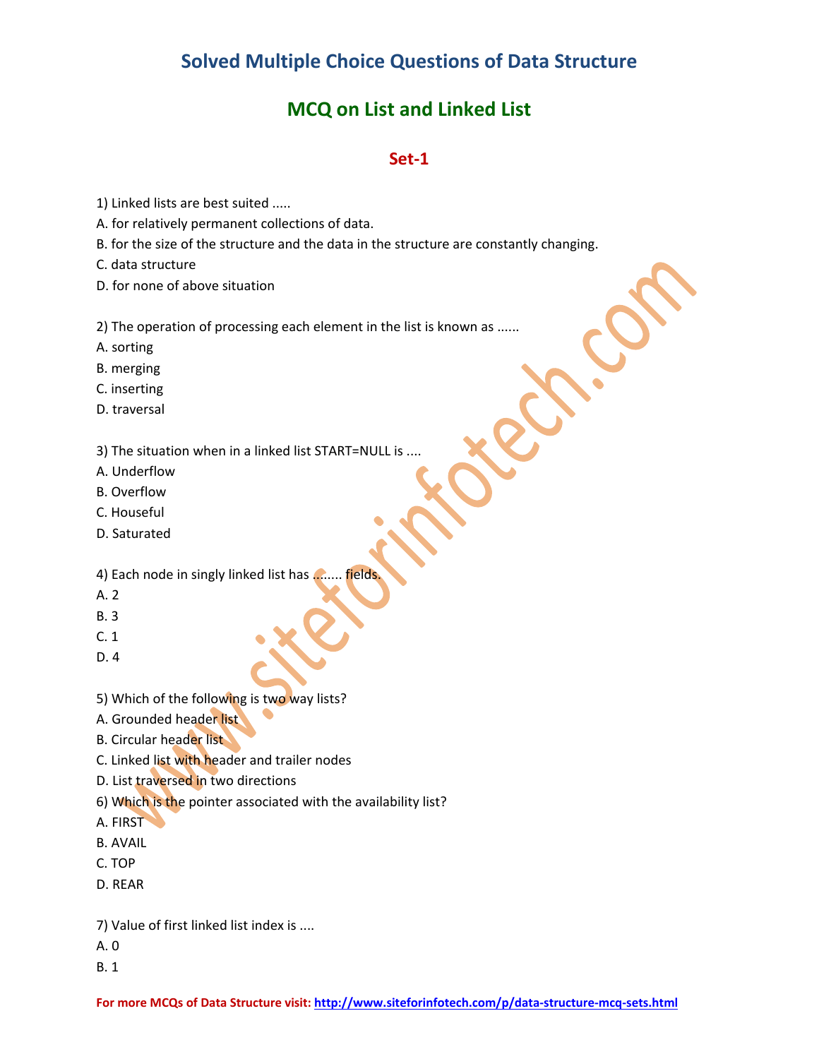# Solved Multiple Choice Questions of Data Structure

## MCQ on List and Linked List

### Set-1

1) Linked lists are best suited .....

A. for relatively permanent collections of data.

B. for the size of the structure and the data in the structure are constantly changing.

C. data structure

D. for none of above situation

2) The operation of processing each element in the list is known as ......

A. sorting

B. merging

C. inserting

D. traversal

3) The situation when in a linked list START=NULL is ....

A. Underflow

B. Overflow

C. Houseful

D. Saturated

4) Each node in singly linked list has ........ fields.

A. 2

B. 3

C. 1

D. 4

5) Which of the following is two way lists?

A. Grounded header list

B. Circular header list

C. Linked list with header and trailer nodes

D. List traversed in two directions

6) Which is the pointer associated with the availability list?

A. FIRST

B. AVAIL

C. TOP

D. REAR

7) Value of first linked list index is ....

A. 0

B. 1

For more MCQs of Data Structure visit: http://www.siteforinfotech.com/p/data-structure-mcq-sets.html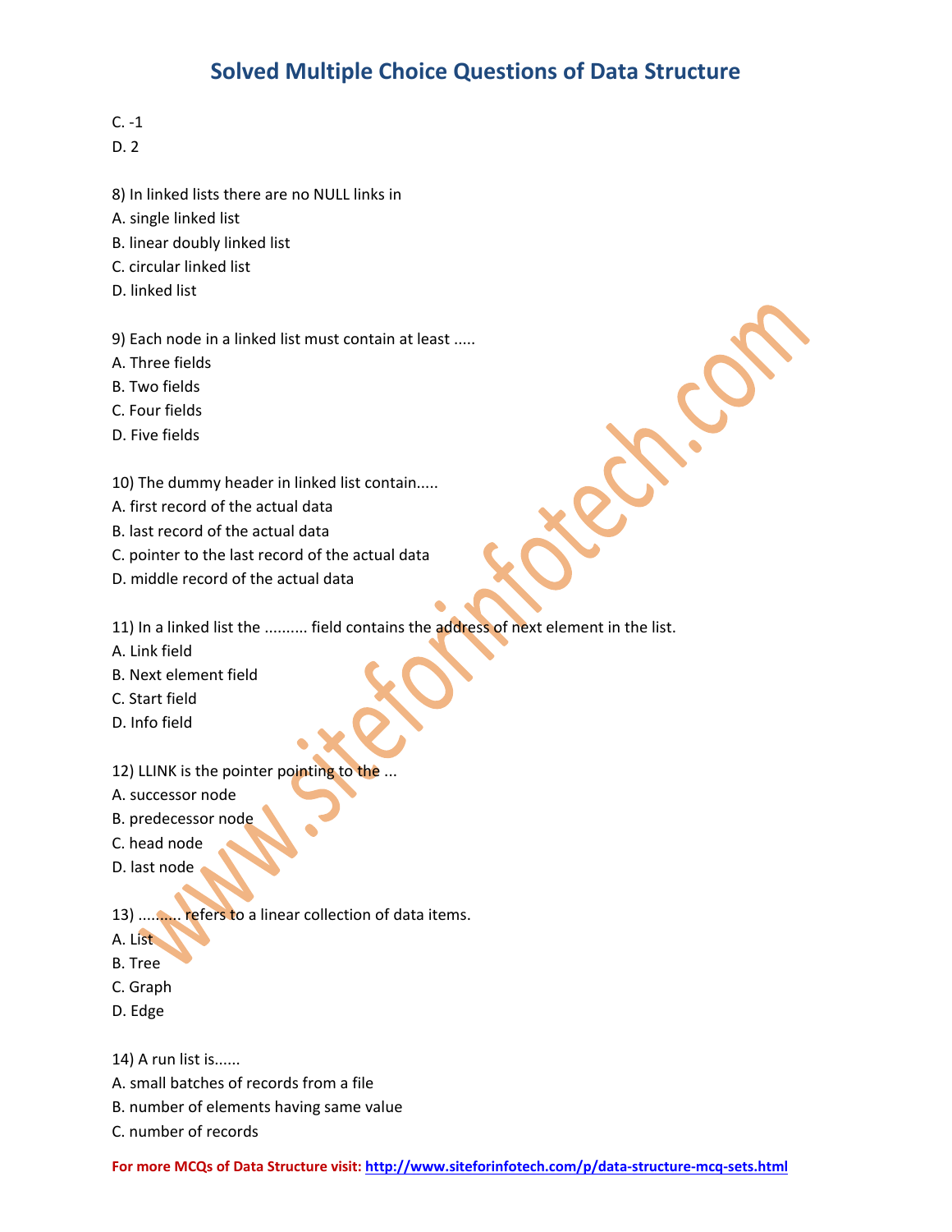C. -1

D. 2

8) In linked lists there are no NULL links in

A. single linked list

B. linear doubly linked list

C. circular linked list

D. linked list

9) Each node in a linked list must contain at least .....

A. Three fields

B. Two fields

C. Four fields

D. Five fields

10) The dummy header in linked list contain.....

A. first record of the actual data

B. last record of the actual data

C. pointer to the last record of the actual data

D. middle record of the actual data

11) In a linked list the .......... field contains the address of next element in the list.

A. Link field

B. Next element field

C. Start field

D. Info field

12) LLINK is the pointer pointing to the ...

A. successor node

B. predecessor node

C. head node

D. last node

13) .......... refers to a linear collection of data items.

A. List

B. Tree

C. Graph

D. Edge

14) A run list is......

A. small batches of records from a file

B. number of elements having same value

C. number of records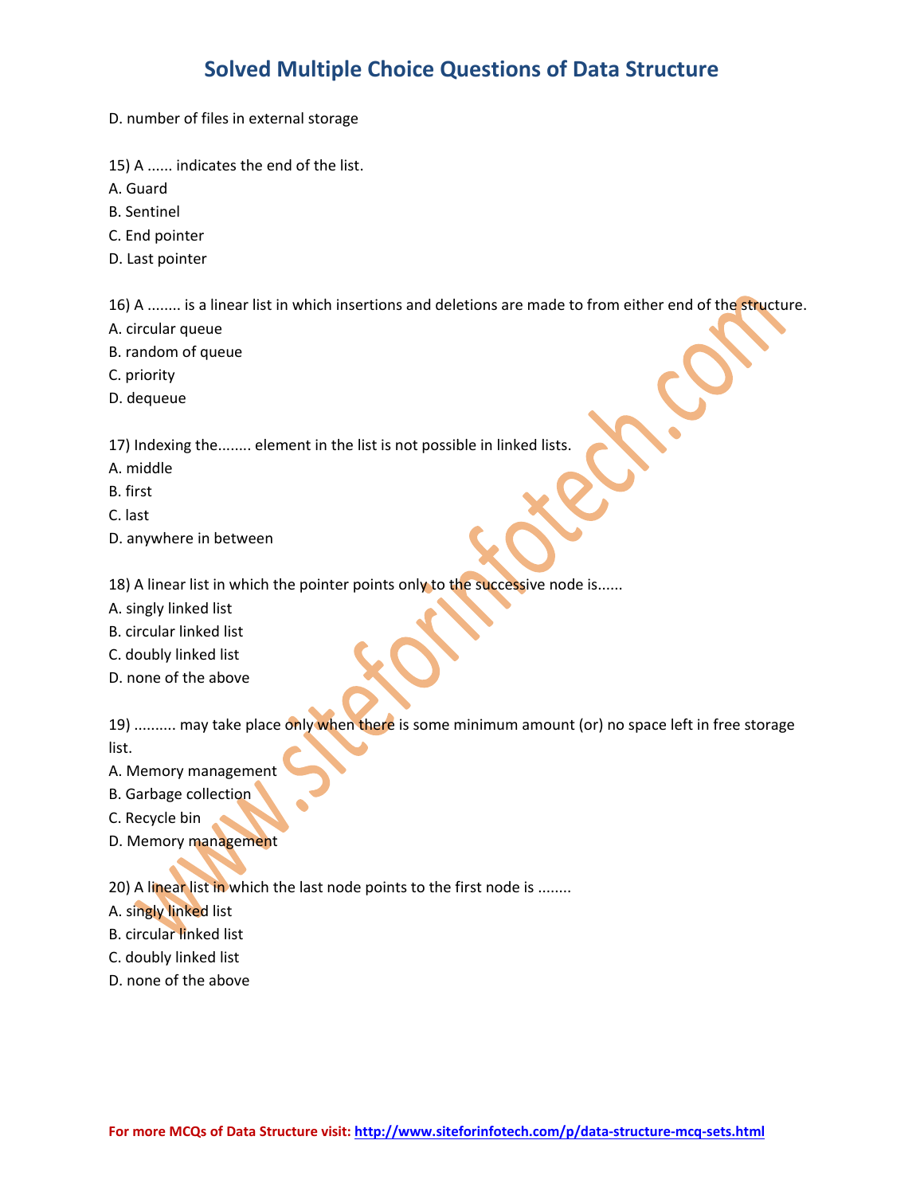D. number of files in external storage

15) A ...... indicates the end of the list.
A. Guard
B. Sentinel
C. End pointer
D. Last pointer

16) A ........ is a linear list in which insertions and deletions are made to from either end of the structure.
A. circular queue
B. random of queue
C. priority
D. dequeue

17) Indexing the........ element in the list is not possible in linked lists.
A. middle
B. first
C. last
D. anywhere in between

18) A linear list in which the pointer points only to the successive node is......
A. singly linked list
B. circular linked list
C. doubly linked list
D. none of the above

19) .......... may take place only when there is some minimum amount (or) no space left in free storage list.
A. Memory management
B. Garbage collection
C. Recycle bin
D. Memory management

20) A linear list in which the last node points to the first node is ........
A. singly linked list
B. circular linked list
C. doubly linked list
D. none of the above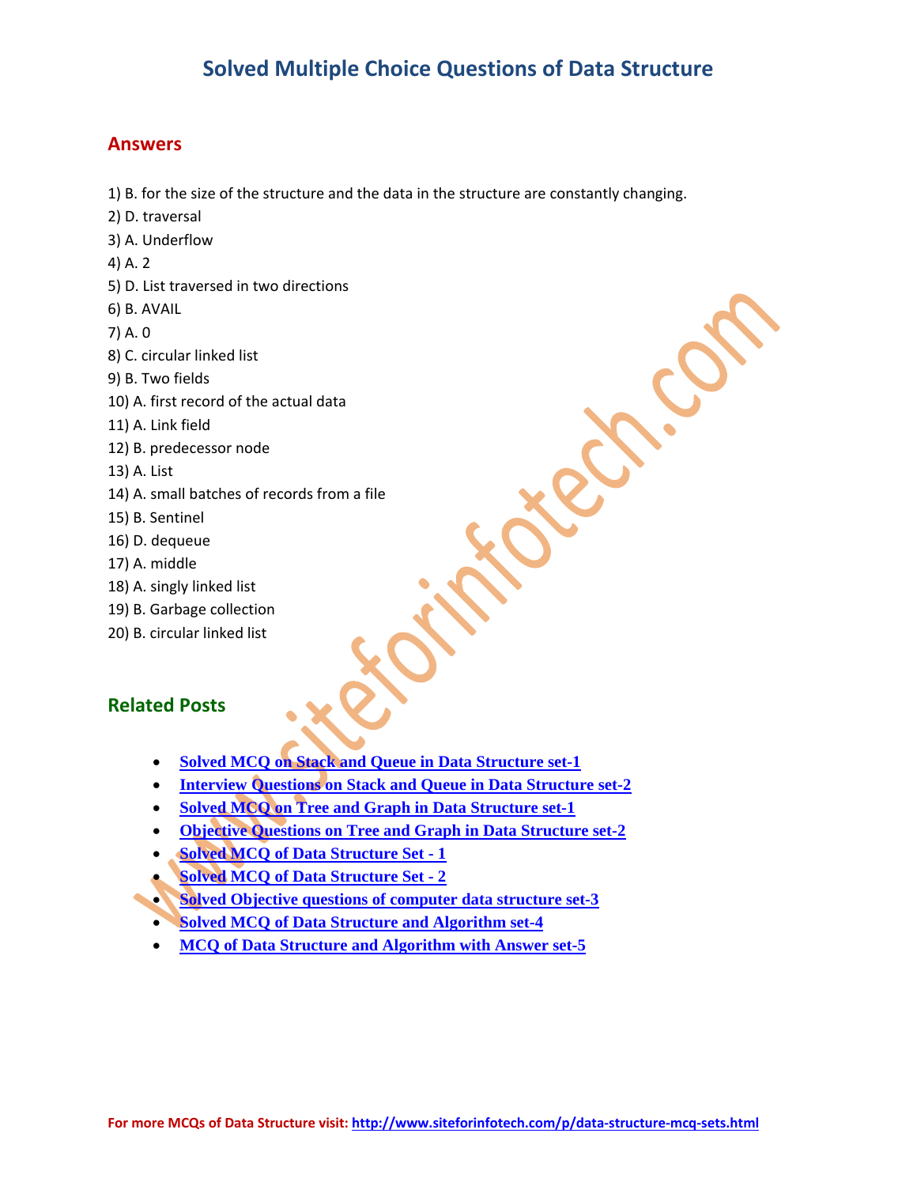# Solved Multiple Choice Questions of Data Structure

## Answers

1) B. for the size of the structure and the data in the structure are constantly changing.
2) D. traversal
3) A. Underflow
4) A. 2
5) D. List traversed in two directions
6) B. AVAIL
7) A. 0
8) C. circular linked list
9) B. Two fields
10) A. first record of the actual data
11) A. Link field
12) B. predecessor node
13) A. List
14) A. small batches of records from a file
15) B. Sentinel
16) D. dequeue
17) A. middle
18) A. singly linked list
19) B. Garbage collection
20) B. circular linked list

## Related Posts

- **Solved MCQ on Stack and Queue in Data Structure set-1**
- **Interview Questions on Stack and Queue in Data Structure set-2**
- **Solved MCQ on Tree and Graph in Data Structure set-1**
- **Objective Questions on Tree and Graph in Data Structure set-2**
- **Solved MCQ of Data Structure Set - 1**
- **Solved MCQ of Data Structure Set - 2**
- **Solved Objective questions of computer data structure set-3**
- **Solved MCQ of Data Structure and Algorithm set-4**
- **MCQ of Data Structure and Algorithm with Answer set-5**

**For more MCQs of Data Structure visit:** http://www.siteforinfotech.com/p/data-structure-mcq-sets.html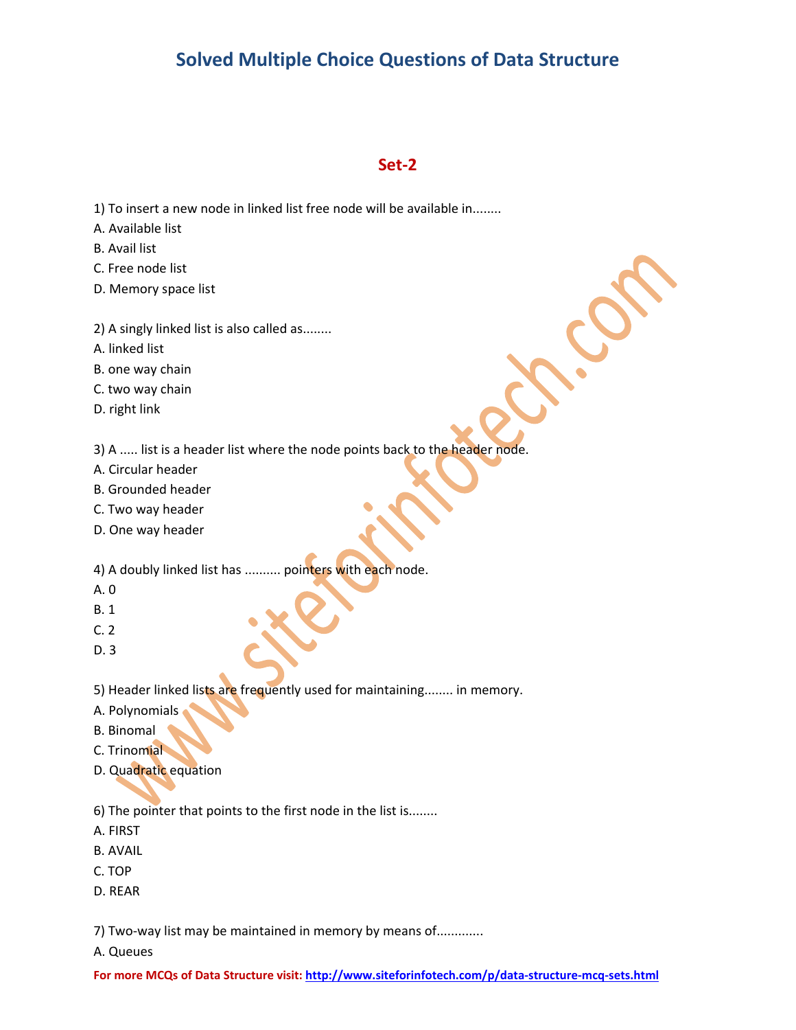# Solved Multiple Choice Questions of Data Structure

## Set-2

1) To insert a new node in linked list free node will be available in........

A. Available list

B. Avail list

C. Free node list

D. Memory space list

2) A singly linked list is also called as........

A. linked list

B. one way chain

C. two way chain

D. right link

3) A ..... list is a header list where the node points back to the header node.

A. Circular header

B. Grounded header

C. Two way header

D. One way header

4) A doubly linked list has .......... pointers with each node.

A. 0

B. 1

C. 2

D. 3

5) Header linked lists are frequently used for maintaining........ in memory.

A. Polynomials

B. Binomal

C. Trinomial

D. Quadratic equation

6) The pointer that points to the first node in the list is........

A. FIRST

B. AVAIL

C. TOP

D. REAR

7) Two-way list may be maintained in memory by means of.............

A. Queues

**For more MCQs of Data Structure visit:** http://www.siteforinfotech.com/p/data-structure-mcq-sets.html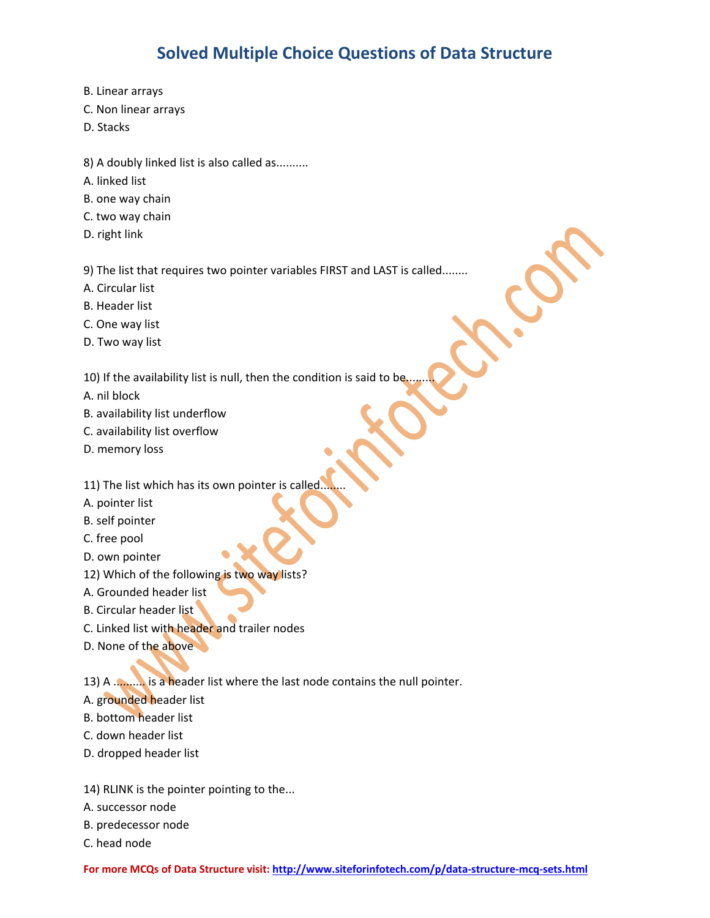B. Linear arrays
C. Non linear arrays
D. Stacks

8) A doubly linked list is also called as..........
A. linked list
B. one way chain
C. two way chain
D. right link

9) The list that requires two pointer variables FIRST and LAST is called........
A. Circular list
B. Header list
C. One way list
D. Two way list

10) If the availability list is null, then the condition is said to be.........
A. nil block
B. availability list underflow
C. availability list overflow
D. memory loss

11) The list which has its own pointer is called........
A. pointer list
B. self pointer
C. free pool
D. own pointer

12) Which of the following is two way lists?
A. Grounded header list
B. Circular header list
C. Linked list with header and trailer nodes
D. None of the above

13) A .......... is a header list where the last node contains the null pointer.
A. grounded header list
B. bottom header list
C. down header list
D. dropped header list

14) RLINK is the pointer pointing to the...
A. successor node
B. predecessor node
C. head node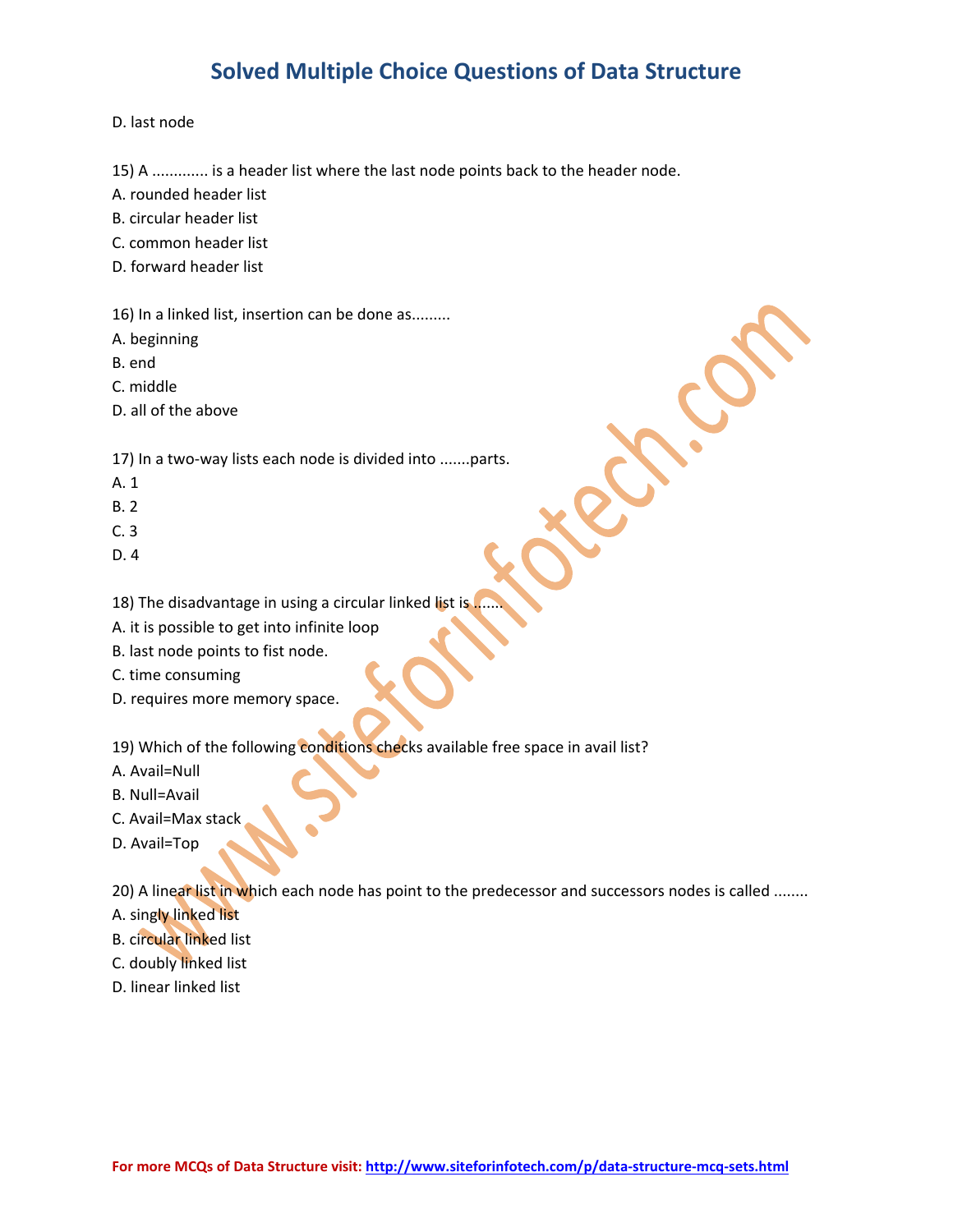D. last node

15) A ............. is a header list where the last node points back to the header node.
A. rounded header list
B. circular header list
C. common header list
D. forward header list

16) In a linked list, insertion can be done as.........
A. beginning
B. end
C. middle
D. all of the above

17) In a two-way lists each node is divided into .......parts.
A. 1
B. 2
C. 3
D. 4

18) The disadvantage in using a circular linked list is .......
A. it is possible to get into infinite loop
B. last node points to fist node.
C. time consuming
D. requires more memory space.

19) Which of the following conditions checks available free space in avail list?
A. Avail=Null
B. Null=Avail
C. Avail=Max stack
D. Avail=Top

20) A linear list in which each node has point to the predecessor and successors nodes is called ........
A. singly linked list
B. circular linked list
C. doubly linked list
D. linear linked list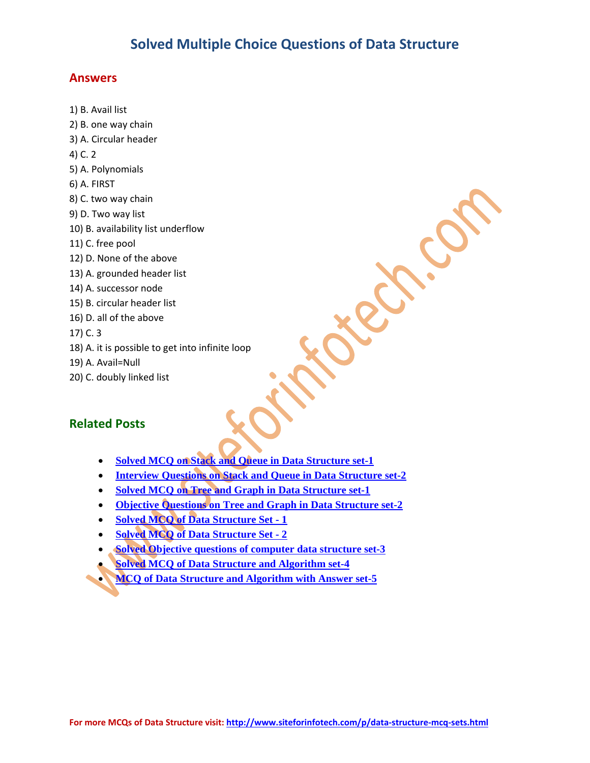# Solved Multiple Choice Questions of Data Structure

## Answers

1) B. Avail list
2) B. one way chain
3) A. Circular header
4) C. 2
5) A. Polynomials
6) A. FIRST
8) C. two way chain
9) D. Two way list
10) B. availability list underflow
11) C. free pool
12) D. None of the above
13) A. grounded header list
14) A. successor node
15) B. circular header list
16) D. all of the above
17) C. 3
18) A. it is possible to get into infinite loop
19) A. Avail=Null
20) C. doubly linked list

## Related Posts

- **Solved MCQ on Stack and Queue in Data Structure set-1**
- **Interview Questions on Stack and Queue in Data Structure set-2**
- **Solved MCQ on Tree and Graph in Data Structure set-1**
- **Objective Questions on Tree and Graph in Data Structure set-2**
- **Solved MCQ of Data Structure Set - 1**
- **Solved MCQ of Data Structure Set - 2**
- **Solved Objective questions of computer data structure set-3**
- **Solved MCQ of Data Structure and Algorithm set-4**
- **MCQ of Data Structure and Algorithm with Answer set-5**

For more MCQs of Data Structure visit: http://www.siteforinfotech.com/p/data-structure-mcq-sets.html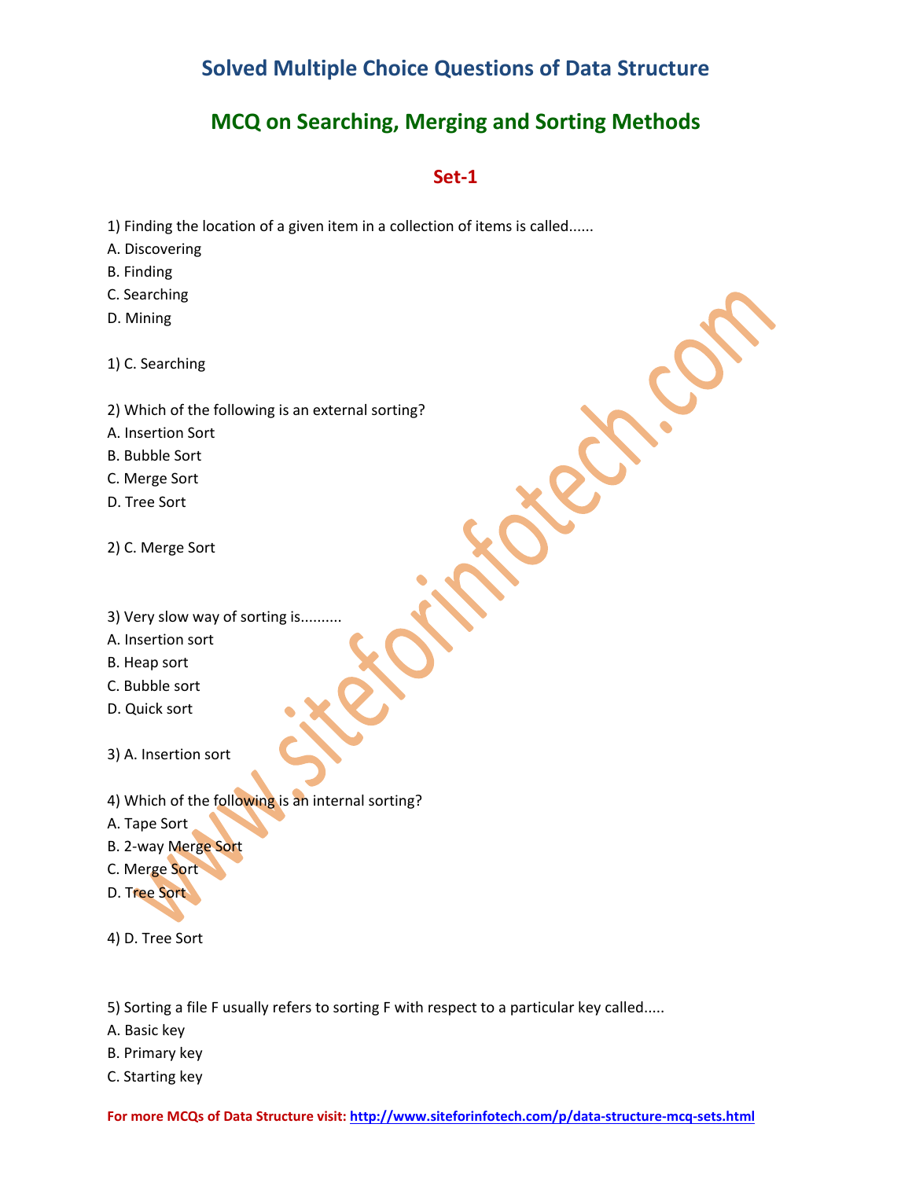# Solved Multiple Choice Questions of Data Structure

## MCQ on Searching, Merging and Sorting Methods

### Set-1

1) Finding the location of a given item in a collection of items is called......

A. Discovering

B. Finding

C. Searching

D. Mining

1) C. Searching

2) Which of the following is an external sorting?

A. Insertion Sort

B. Bubble Sort

C. Merge Sort

D. Tree Sort

2) C. Merge Sort

3) Very slow way of sorting is..........

A. Insertion sort

B. Heap sort

C. Bubble sort

D. Quick sort

3) A. Insertion sort

4) Which of the following is an internal sorting?

A. Tape Sort

B. 2-way Merge Sort

C. Merge Sort

D. Tree Sort

4) D. Tree Sort

5) Sorting a file F usually refers to sorting F with respect to a particular key called.....

A. Basic key

B. Primary key

C. Starting key

**For more MCQs of Data Structure visit:** http://www.siteforinfotech.com/p/data-structure-mcq-sets.html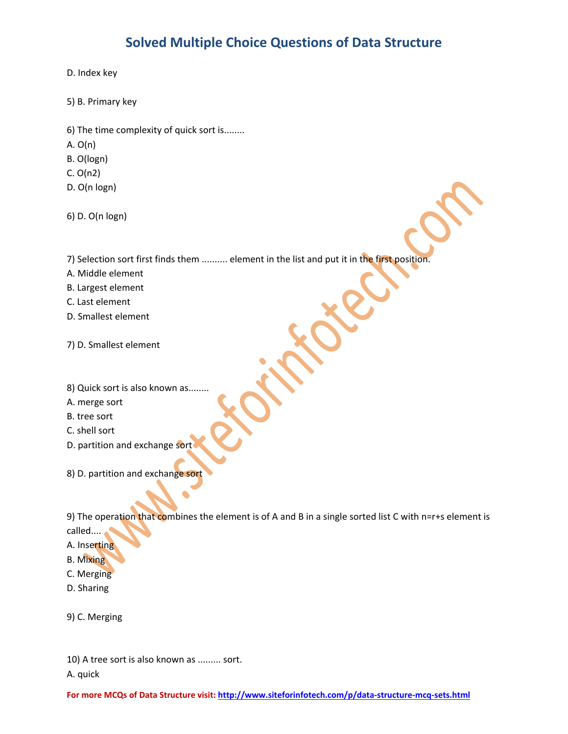D. Index key

5) B. Primary key

6) The time complexity of quick sort is........
A. O(n)
B. O(logn)
C. O(n2)
D. O(n logn)

6) D. O(n logn)

7) Selection sort first finds them .......... element in the list and put it in the first position.
A. Middle element
B. Largest element
C. Last element
D. Smallest element

7) D. Smallest element

8) Quick sort is also known as........
A. merge sort
B. tree sort
C. shell sort
D. partition and exchange sort

8) D. partition and exchange sort

9) The operation that combines the element is of A and B in a single sorted list C with n=r+s element is called....
A. Inserting
B. Mixing
C. Merging
D. Sharing

9) C. Merging

10) A tree sort is also known as ......... sort.
A. quick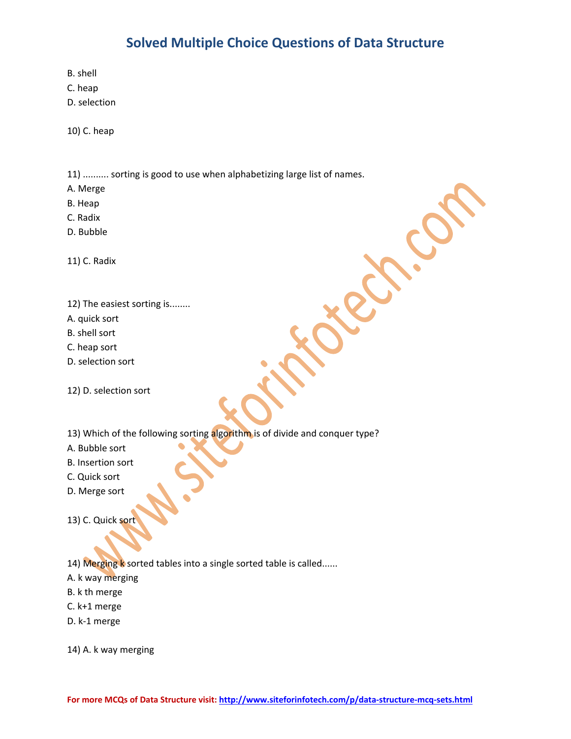B. shell

C. heap

D. selection

10) C. heap

11) .......... sorting is good to use when alphabetizing large list of names.

A. Merge

B. Heap

C. Radix

D. Bubble

11) C. Radix

12) The easiest sorting is........

A. quick sort

B. shell sort

C. heap sort

D. selection sort

12) D. selection sort

13) Which of the following sorting algorithm is of divide and conquer type?

A. Bubble sort

B. Insertion sort

C. Quick sort

D. Merge sort

13) C. Quick sort

14) Merging k sorted tables into a single sorted table is called......

A. k way merging

B. k th merge

C. k+1 merge

D. k-1 merge

14) A. k way merging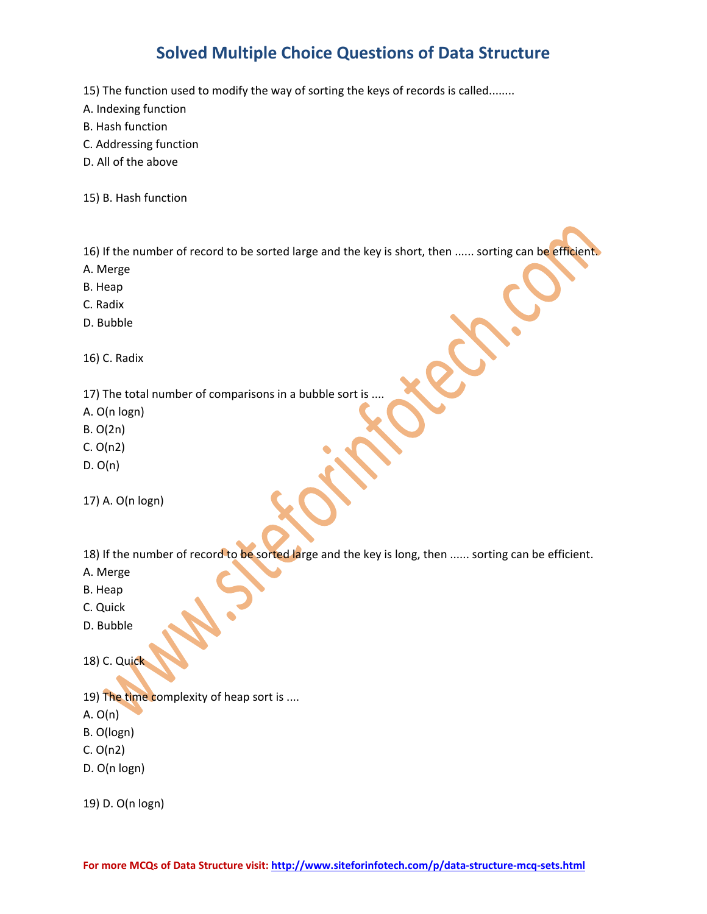# Solved Multiple Choice Questions of Data Structure

15) The function used to modify the way of sorting the keys of records is called........

A. Indexing function

B. Hash function

C. Addressing function

D. All of the above

15) B. Hash function

16) If the number of record to be sorted large and the key is short, then ...... sorting can be efficient.

A. Merge

B. Heap

C. Radix

D. Bubble

16) C. Radix

17) The total number of comparisons in a bubble sort is ....

A. O(n logn)

B. O(2n)

C. O(n2)

D. O(n)

17) A. O(n logn)

18) If the number of record to be sorted large and the key is long, then ...... sorting can be efficient.

A. Merge

B. Heap

C. Quick

D. Bubble

18) C. Quick

19) The time complexity of heap sort is ....

A. O(n)

B. O(logn)

C. O(n2)

D. O(n logn)

19) D. O(n logn)

**For more MCQs of Data Structure visit:** http://www.siteforinfotech.com/p/data-structure-mcq-sets.html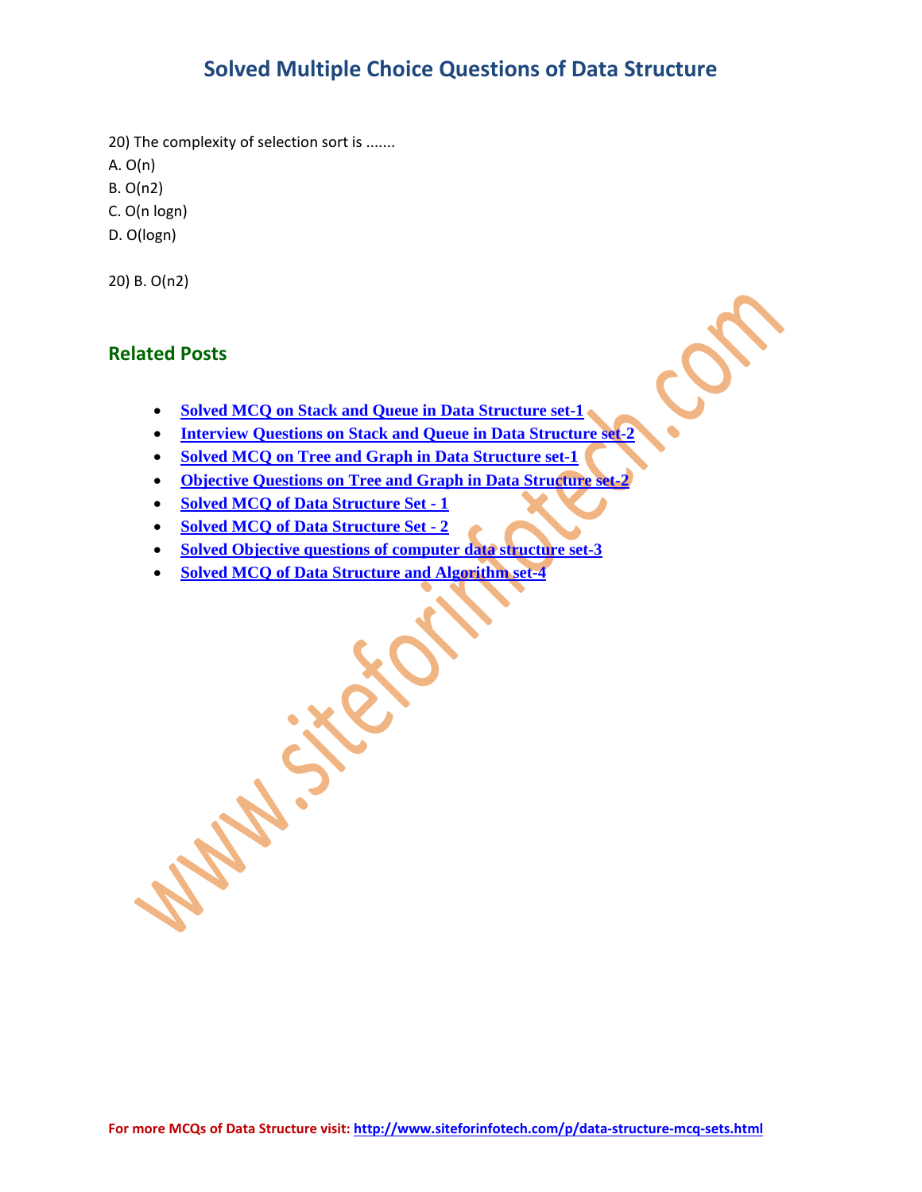20) The complexity of selection sort is .......

A. O(n)

B. O(n2)

C. O(n logn)

D. O(logn)

20) B. O(n2)

## Related Posts

- **Solved MCQ on Stack and Queue in Data Structure set-1**
- **Interview Questions on Stack and Queue in Data Structure set-2**
- **Solved MCQ on Tree and Graph in Data Structure set-1**
- **Objective Questions on Tree and Graph in Data Structure set-2**
- **Solved MCQ of Data Structure Set - 1**
- **Solved MCQ of Data Structure Set - 2**
- **Solved Objective questions of computer data structure set-3**
- **Solved MCQ of Data Structure and Algorithm set-4**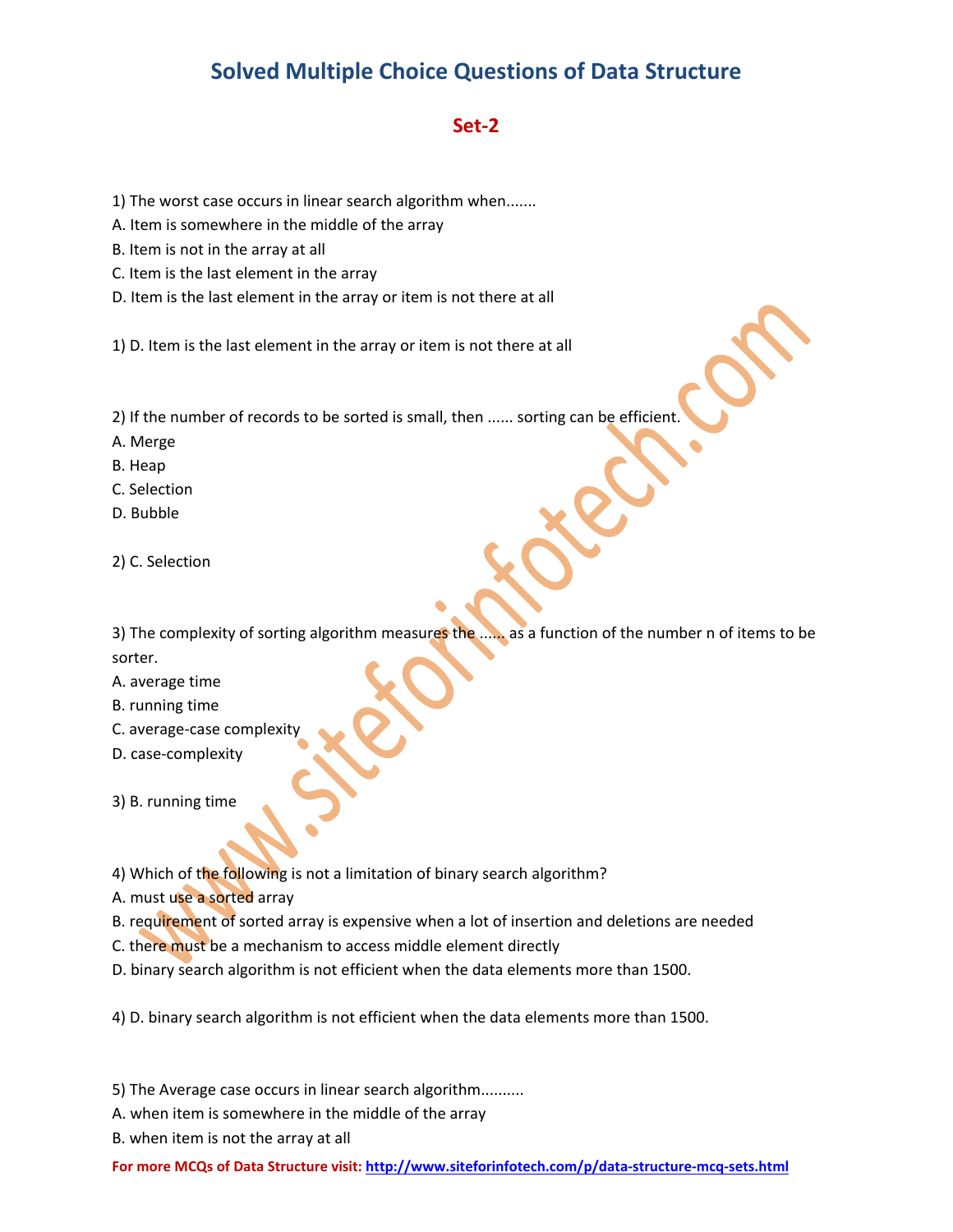# Solved Multiple Choice Questions of Data Structure

## Set-2

1) The worst case occurs in linear search algorithm when.......
A. Item is somewhere in the middle of the array
B. Item is not in the array at all
C. Item is the last element in the array
D. Item is the last element in the array or item is not there at all

1) D. Item is the last element in the array or item is not there at all

2) If the number of records to be sorted is small, then ...... sorting can be efficient.
A. Merge
B. Heap
C. Selection
D. Bubble

2) C. Selection

3) The complexity of sorting algorithm measures the ...... as a function of the number n of items to be sorter.
A. average time
B. running time
C. average-case complexity
D. case-complexity

3) B. running time

4) Which of the following is not a limitation of binary search algorithm?
A. must use a sorted array
B. requirement of sorted array is expensive when a lot of insertion and deletions are needed
C. there must be a mechanism to access middle element directly
D. binary search algorithm is not efficient when the data elements more than 1500.

4) D. binary search algorithm is not efficient when the data elements more than 1500.

5) The Average case occurs in linear search algorithm..........
A. when item is somewhere in the middle of the array
B. when item is not the array at all

**For more MCQs of Data Structure visit:** http://www.siteforinfotech.com/p/data-structure-mcq-sets.html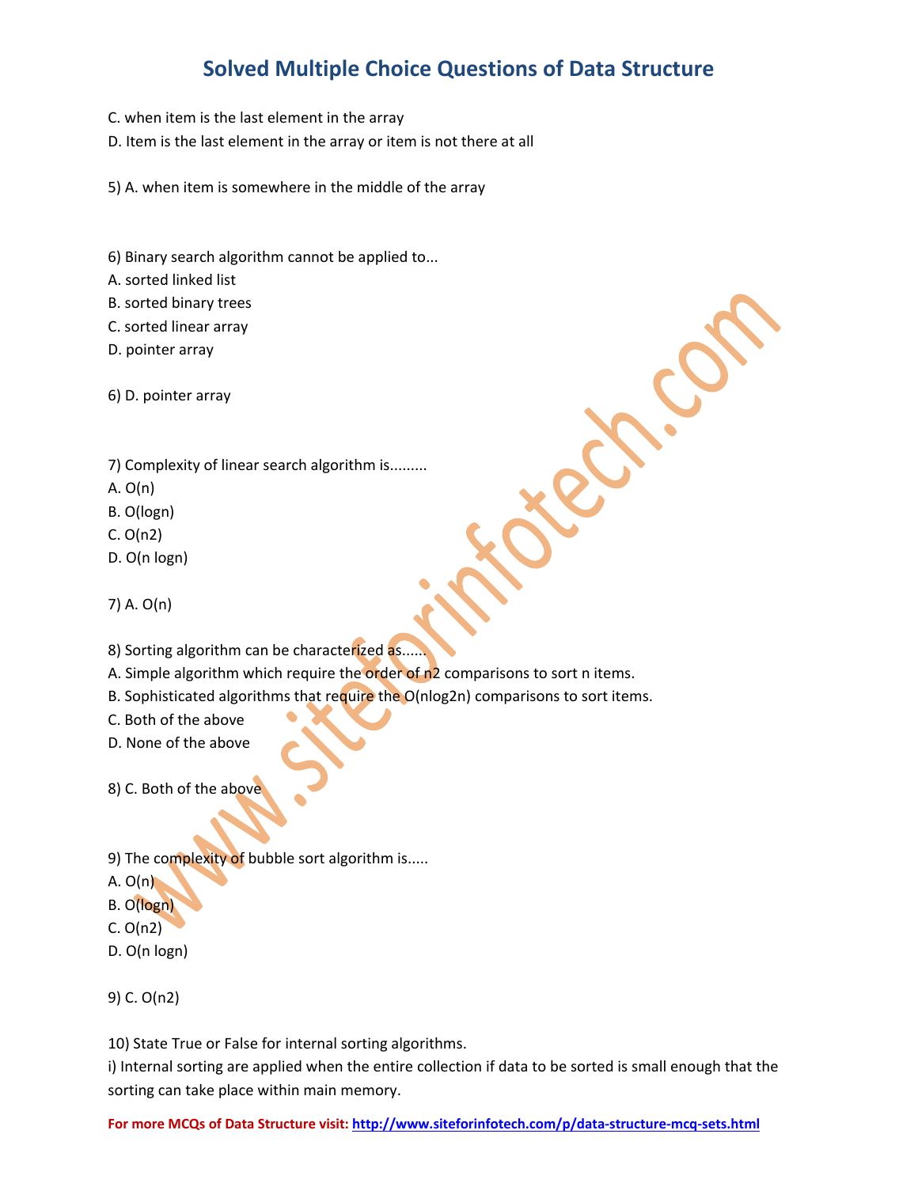C. when item is the last element in the array

D. Item is the last element in the array or item is not there at all

5) A. when item is somewhere in the middle of the array

6) Binary search algorithm cannot be applied to...

A. sorted linked list

B. sorted binary trees

C. sorted linear array

D. pointer array

6) D. pointer array

7) Complexity of linear search algorithm is.........

A. O(n)

B. O(logn)

C. O(n2)

D. O(n logn)

7) A. O(n)

8) Sorting algorithm can be characterized as......

A. Simple algorithm which require the order of n2 comparisons to sort n items.

B. Sophisticated algorithms that require the O(nlog2n) comparisons to sort items.

C. Both of the above

D. None of the above

8) C. Both of the above

9) The complexity of bubble sort algorithm is.....

A. O(n)

B. O(logn)

C. O(n2)

D. O(n logn)

9) C. O(n2)

10) State True or False for internal sorting algorithms.

i) Internal sorting are applied when the entire collection if data to be sorted is small enough that the sorting can take place within main memory.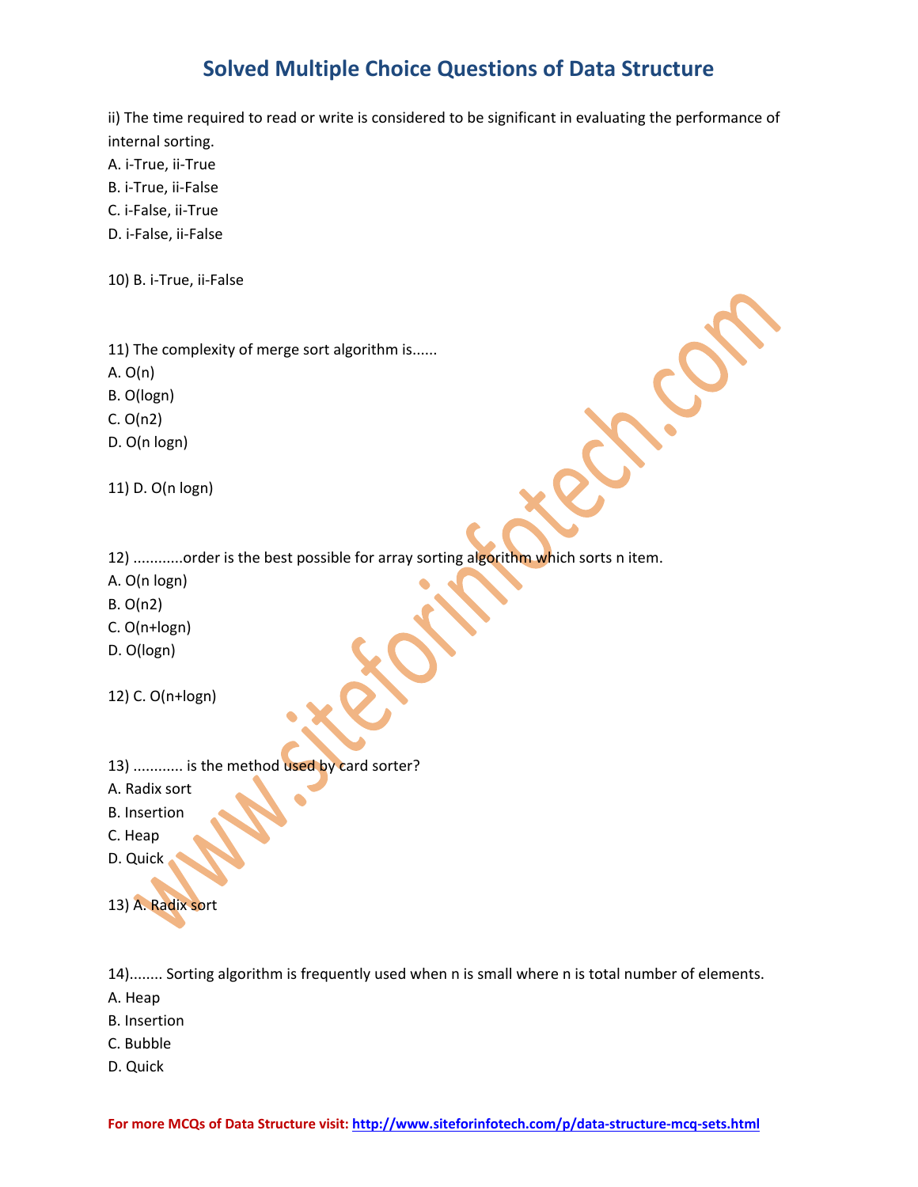# Solved Multiple Choice Questions of Data Structure

ii) The time required to read or write is considered to be significant in evaluating the performance of internal sorting.

A. i-True, ii-True
B. i-True, ii-False
C. i-False, ii-True
D. i-False, ii-False

10) B. i-True, ii-False

11) The complexity of merge sort algorithm is......

A. O(n)
B. O(logn)
C. O(n2)
D. O(n logn)

11) D. O(n logn)

12) ............order is the best possible for array sorting algorithm which sorts n item.

A. O(n logn)
B. O(n2)
C. O(n+logn)
D. O(logn)

12) C. O(n+logn)

13) ............ is the method used by card sorter?

A. Radix sort
B. Insertion
C. Heap
D. Quick

13) A. Radix sort

14)........ Sorting algorithm is frequently used when n is small where n is total number of elements.

A. Heap
B. Insertion
C. Bubble
D. Quick

For more MCQs of Data Structure visit: http://www.siteforinfotech.com/p/data-structure-mcq-sets.html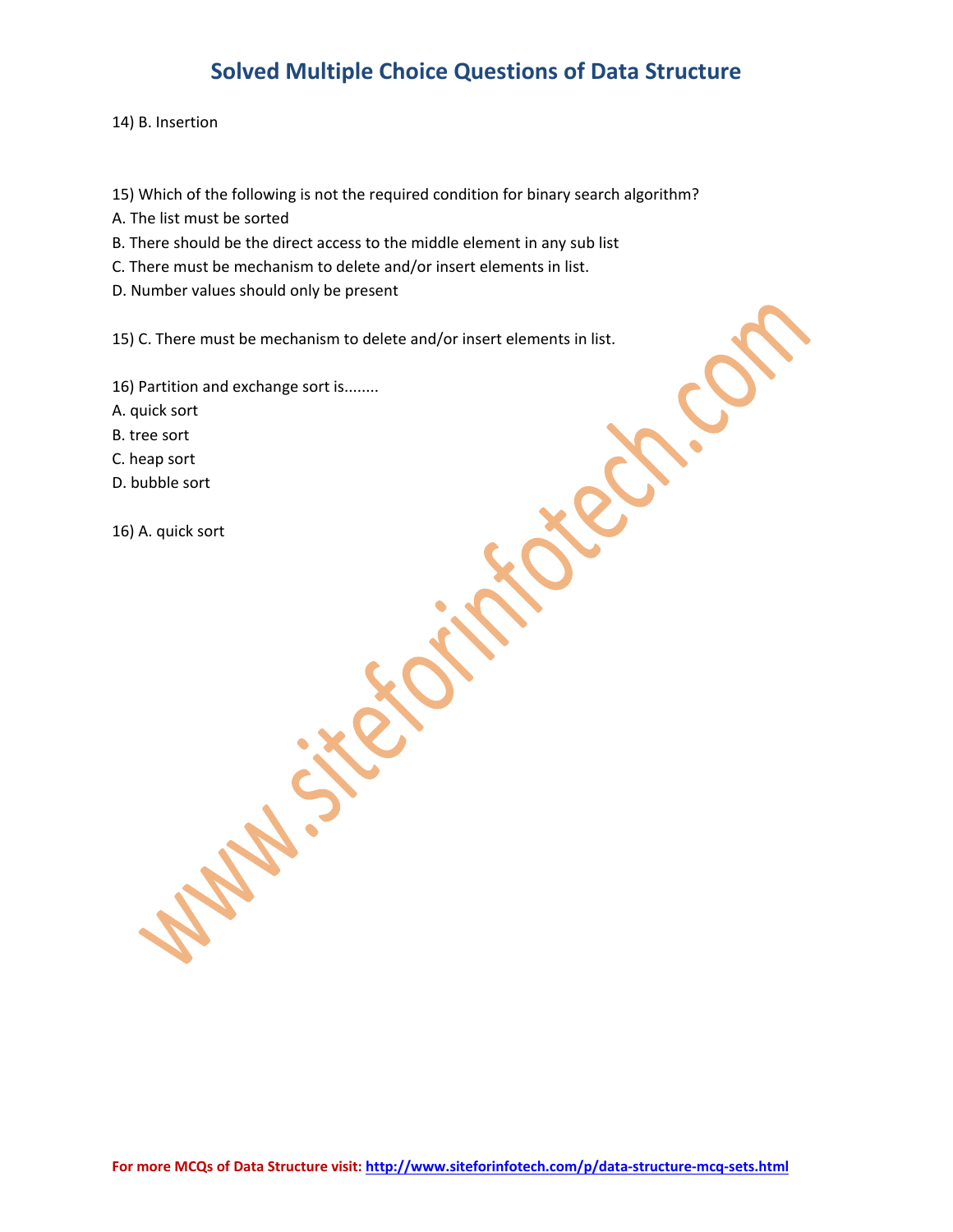14) B. Insertion

15) Which of the following is not the required condition for binary search algorithm?

A. The list must be sorted

B. There should be the direct access to the middle element in any sub list

C. There must be mechanism to delete and/or insert elements in list.

D. Number values should only be present

15) C. There must be mechanism to delete and/or insert elements in list.

16) Partition and exchange sort is........

A. quick sort

B. tree sort

C. heap sort

D. bubble sort

16) A. quick sort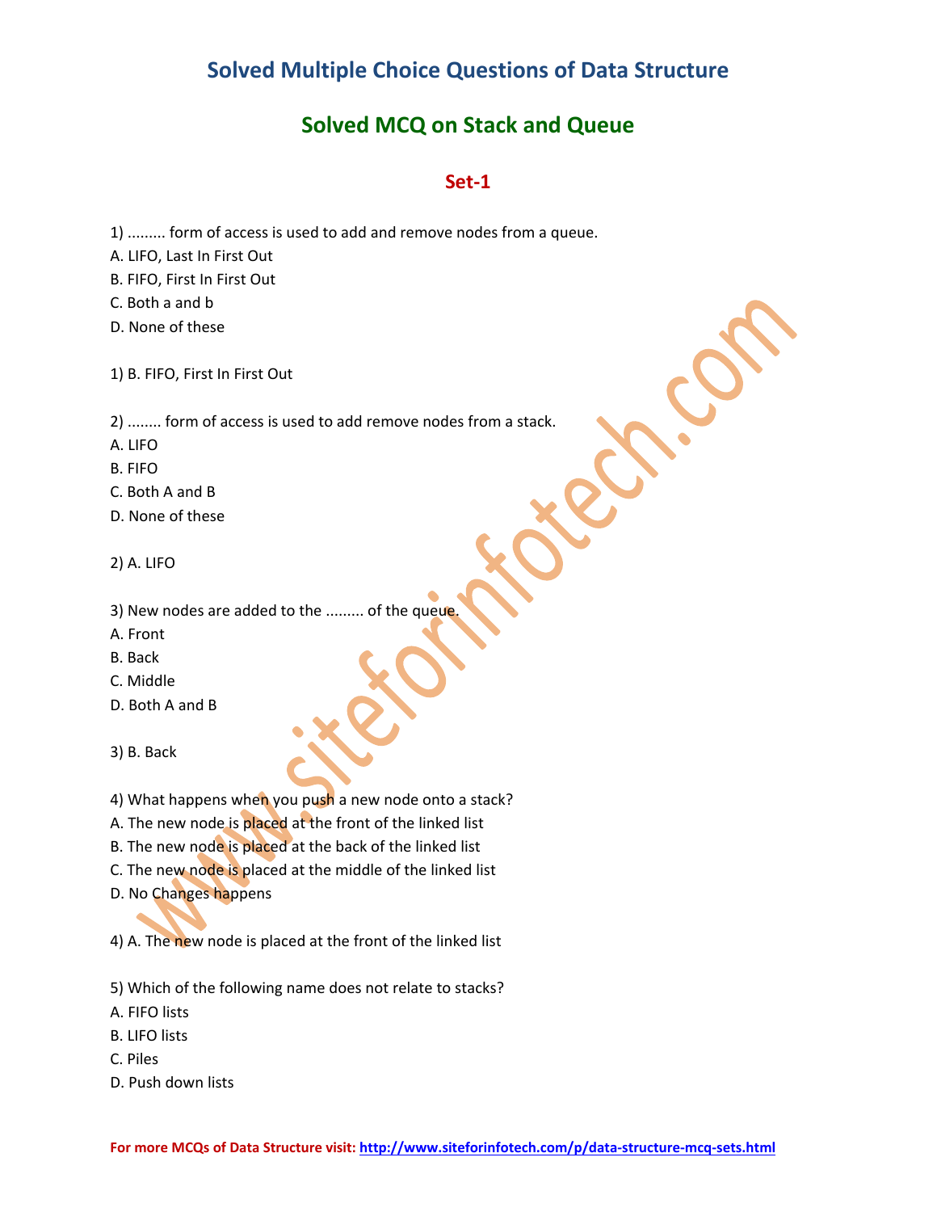# Solved Multiple Choice Questions of Data Structure

## Solved MCQ on Stack and Queue

### Set-1

1) ......... form of access is used to add and remove nodes from a queue.
A. LIFO, Last In First Out
B. FIFO, First In First Out
C. Both a and b
D. None of these

1) B. FIFO, First In First Out

2) ........ form of access is used to add remove nodes from a stack.
A. LIFO
B. FIFO
C. Both A and B
D. None of these

2) A. LIFO

3) New nodes are added to the ......... of the queue.
A. Front
B. Back
C. Middle
D. Both A and B

3) B. Back

4) What happens when you push a new node onto a stack?
A. The new node is placed at the front of the linked list
B. The new node is placed at the back of the linked list
C. The new node is placed at the middle of the linked list
D. No Changes happens

4) A. The new node is placed at the front of the linked list

5) Which of the following name does not relate to stacks?
A. FIFO lists
B. LIFO lists
C. Piles
D. Push down lists

**For more MCQs of Data Structure visit:** http://www.siteforinfotech.com/p/data-structure-mcq-sets.html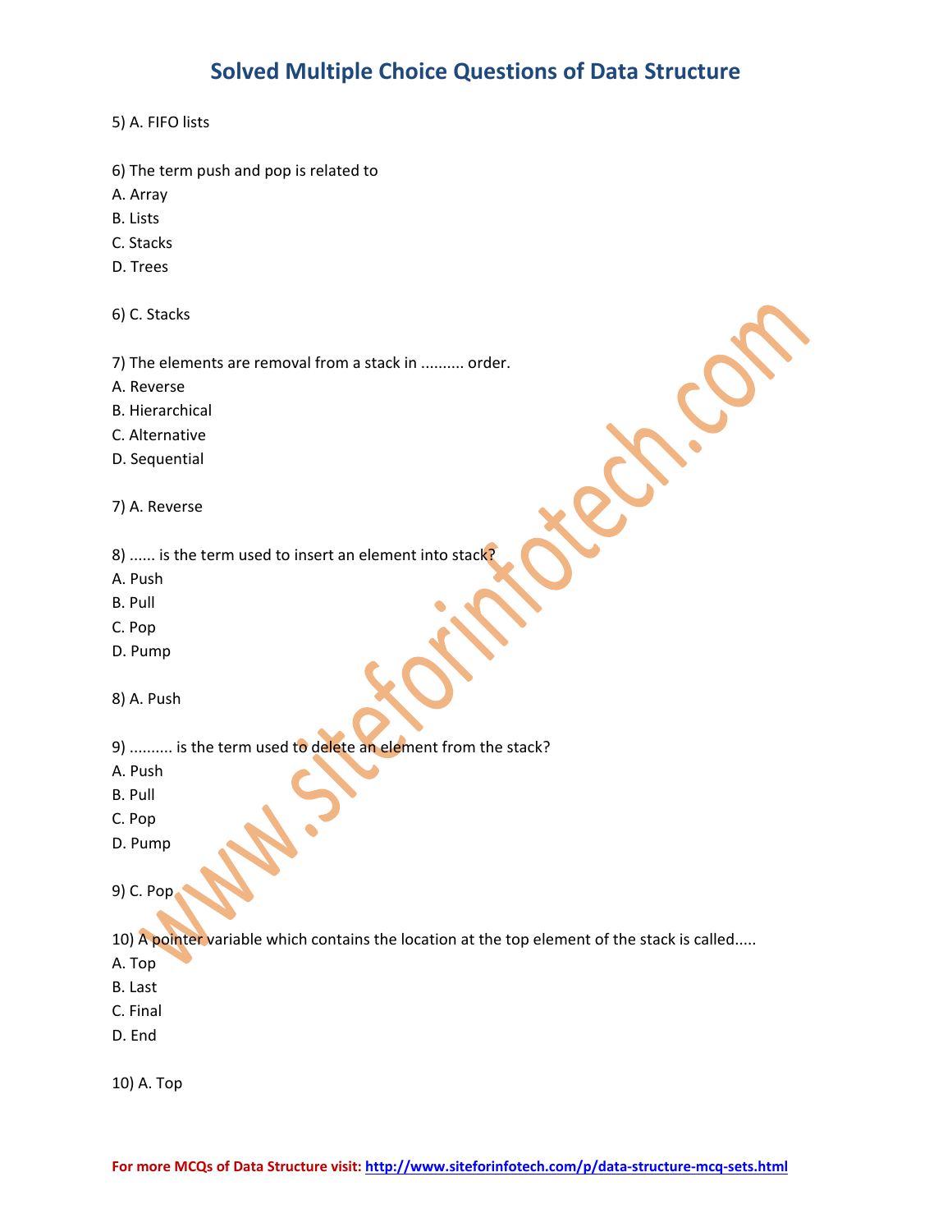5) A. FIFO lists

6) The term push and pop is related to
A. Array
B. Lists
C. Stacks
D. Trees

6) C. Stacks

7) The elements are removal from a stack in .......... order.
A. Reverse
B. Hierarchical
C. Alternative
D. Sequential

7) A. Reverse

8) ...... is the term used to insert an element into stack?
A. Push
B. Pull
C. Pop
D. Pump

8) A. Push

9) .......... is the term used to delete an element from the stack?
A. Push
B. Pull
C. Pop
D. Pump

9) C. Pop

10) A pointer variable which contains the location at the top element of the stack is called.....
A. Top
B. Last
C. Final
D. End

10) A. Top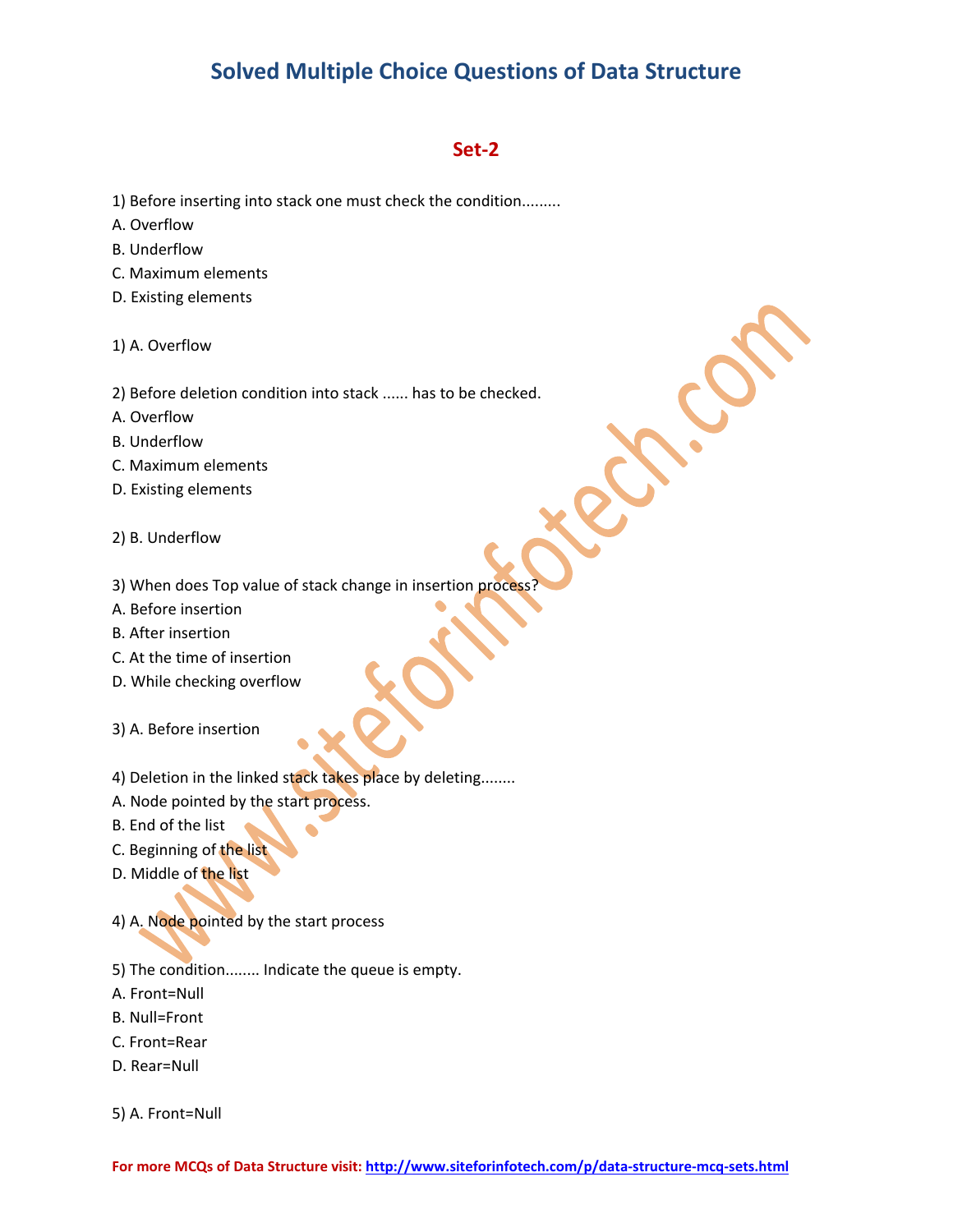# Solved Multiple Choice Questions of Data Structure

## Set-2

1) Before inserting into stack one must check the condition.........

A. Overflow

B. Underflow

C. Maximum elements

D. Existing elements

1) A. Overflow

2) Before deletion condition into stack ...... has to be checked.

A. Overflow

B. Underflow

C. Maximum elements

D. Existing elements

2) B. Underflow

3) When does Top value of stack change in insertion process?

A. Before insertion

B. After insertion

C. At the time of insertion

D. While checking overflow

3) A. Before insertion

4) Deletion in the linked stack takes place by deleting........

A. Node pointed by the start process.

B. End of the list

C. Beginning of the list

D. Middle of the list

4) A. Node pointed by the start process

5) The condition........ Indicate the queue is empty.

A. Front=Null

B. Null=Front

C. Front=Rear

D. Rear=Null

5) A. Front=Null

**For more MCQs of Data Structure visit:** http://www.siteforinfotech.com/p/data-structure-mcq-sets.html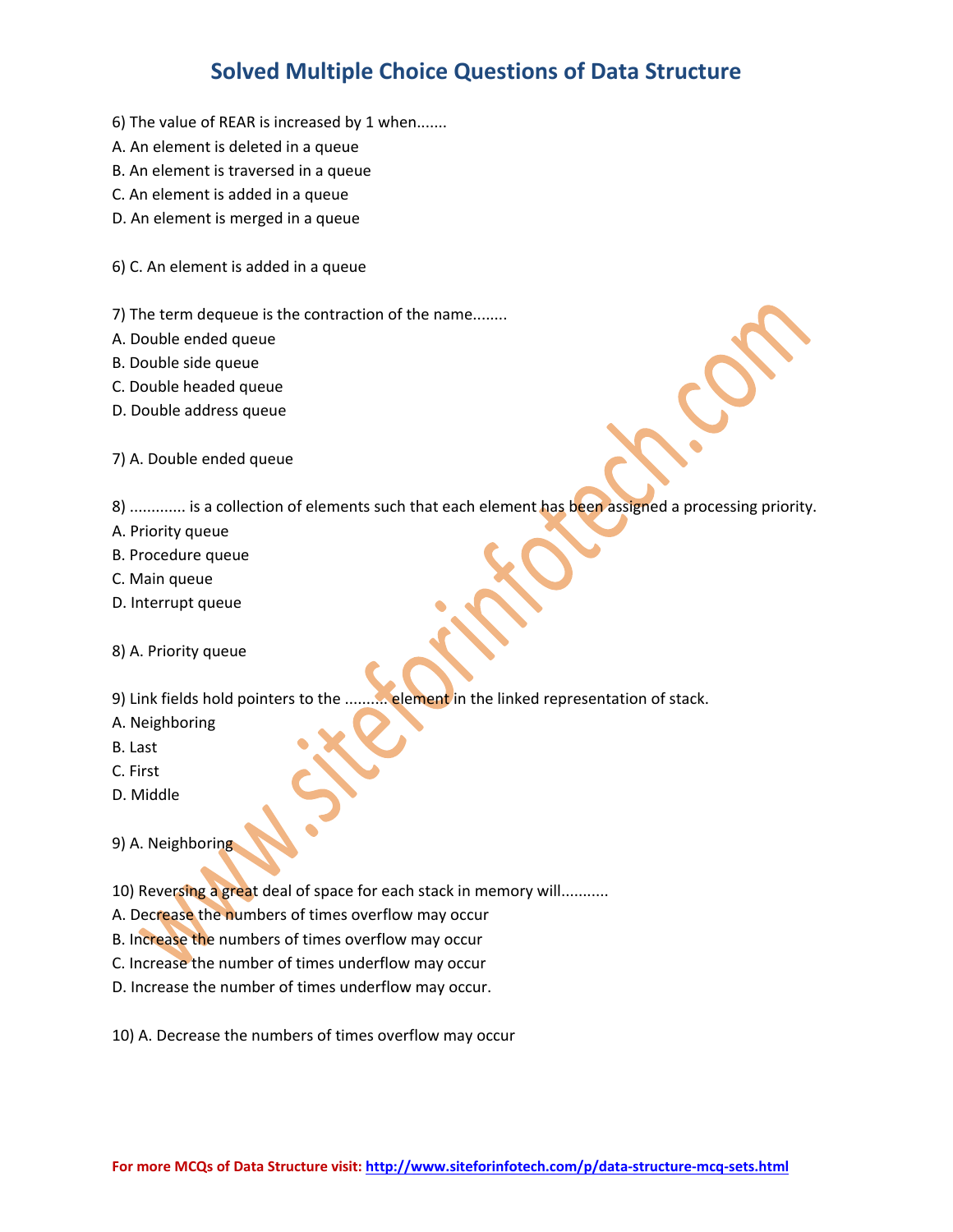# Solved Multiple Choice Questions of Data Structure

6) The value of REAR is increased by 1 when.......

A. An element is deleted in a queue

B. An element is traversed in a queue

C. An element is added in a queue

D. An element is merged in a queue

6) C. An element is added in a queue

7) The term dequeue is the contraction of the name........

A. Double ended queue

B. Double side queue

C. Double headed queue

D. Double address queue

7) A. Double ended queue

8) ............. is a collection of elements such that each element has been assigned a processing priority.

A. Priority queue

B. Procedure queue

C. Main queue

D. Interrupt queue

8) A. Priority queue

9) Link fields hold pointers to the .......... element in the linked representation of stack.

A. Neighboring

B. Last

C. First

D. Middle

9) A. Neighboring

10) Reversing a great deal of space for each stack in memory will...........

A. Decrease the numbers of times overflow may occur

B. Increase the numbers of times overflow may occur

C. Increase the number of times underflow may occur

D. Increase the number of times underflow may occur.

10) A. Decrease the numbers of times overflow may occur

**For more MCQs of Data Structure visit:** http://www.siteforinfotech.com/p/data-structure-mcq-sets.html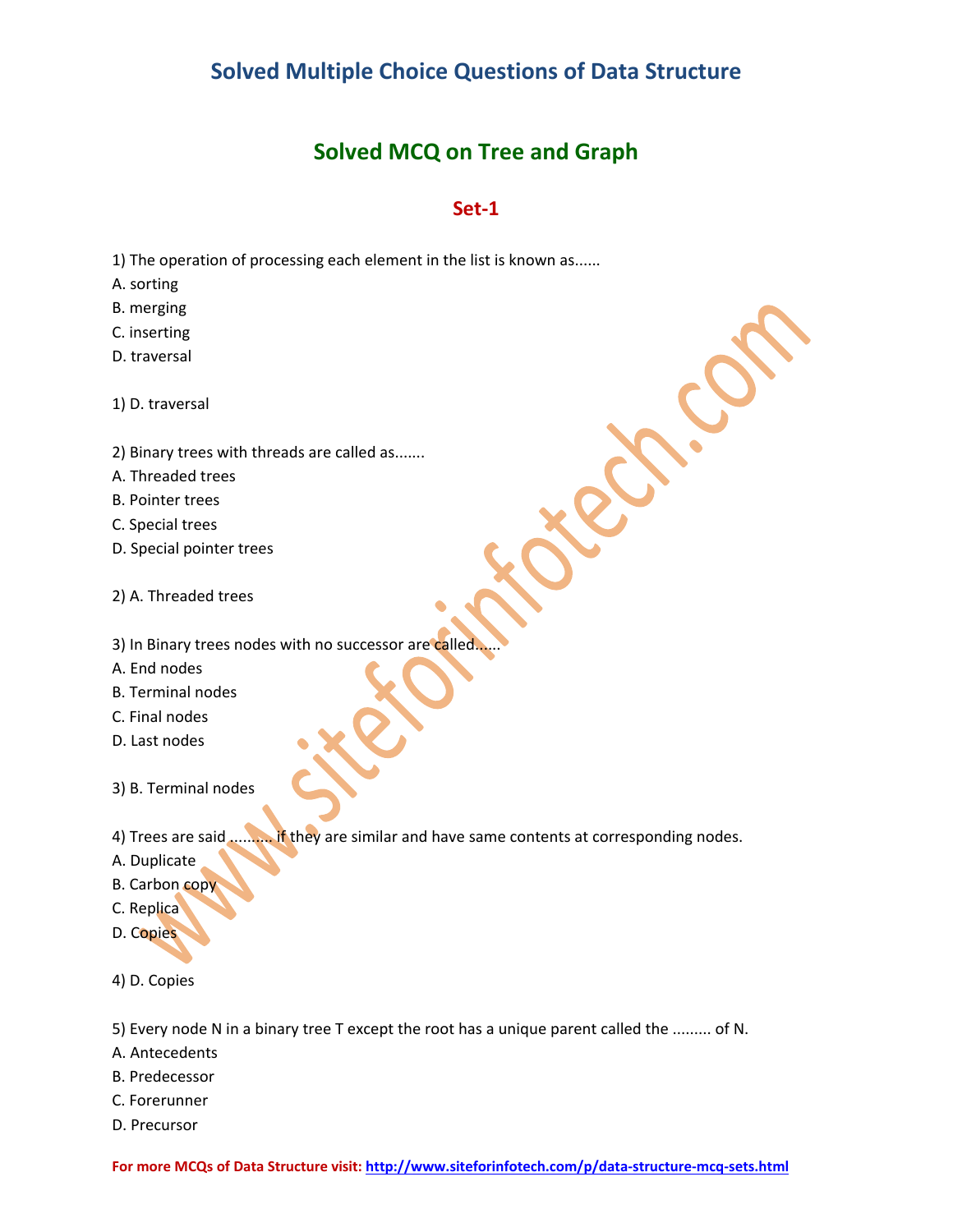# Solved Multiple Choice Questions of Data Structure

## Solved MCQ on Tree and Graph

### Set-1

1) The operation of processing each element in the list is known as......

A. sorting

B. merging

C. inserting

D. traversal

1) D. traversal

2) Binary trees with threads are called as.......

A. Threaded trees

B. Pointer trees

C. Special trees

D. Special pointer trees

2) A. Threaded trees

3) In Binary trees nodes with no successor are called......

A. End nodes

B. Terminal nodes

C. Final nodes

D. Last nodes

3) B. Terminal nodes

4) Trees are said .......... if they are similar and have same contents at corresponding nodes.

A. Duplicate

B. Carbon copy

C. Replica

D. Copies

4) D. Copies

5) Every node N in a binary tree T except the root has a unique parent called the ......... of N.

A. Antecedents

B. Predecessor

C. Forerunner

D. Precursor

For more MCQs of Data Structure visit: http://www.siteforinfotech.com/p/data-structure-mcq-sets.html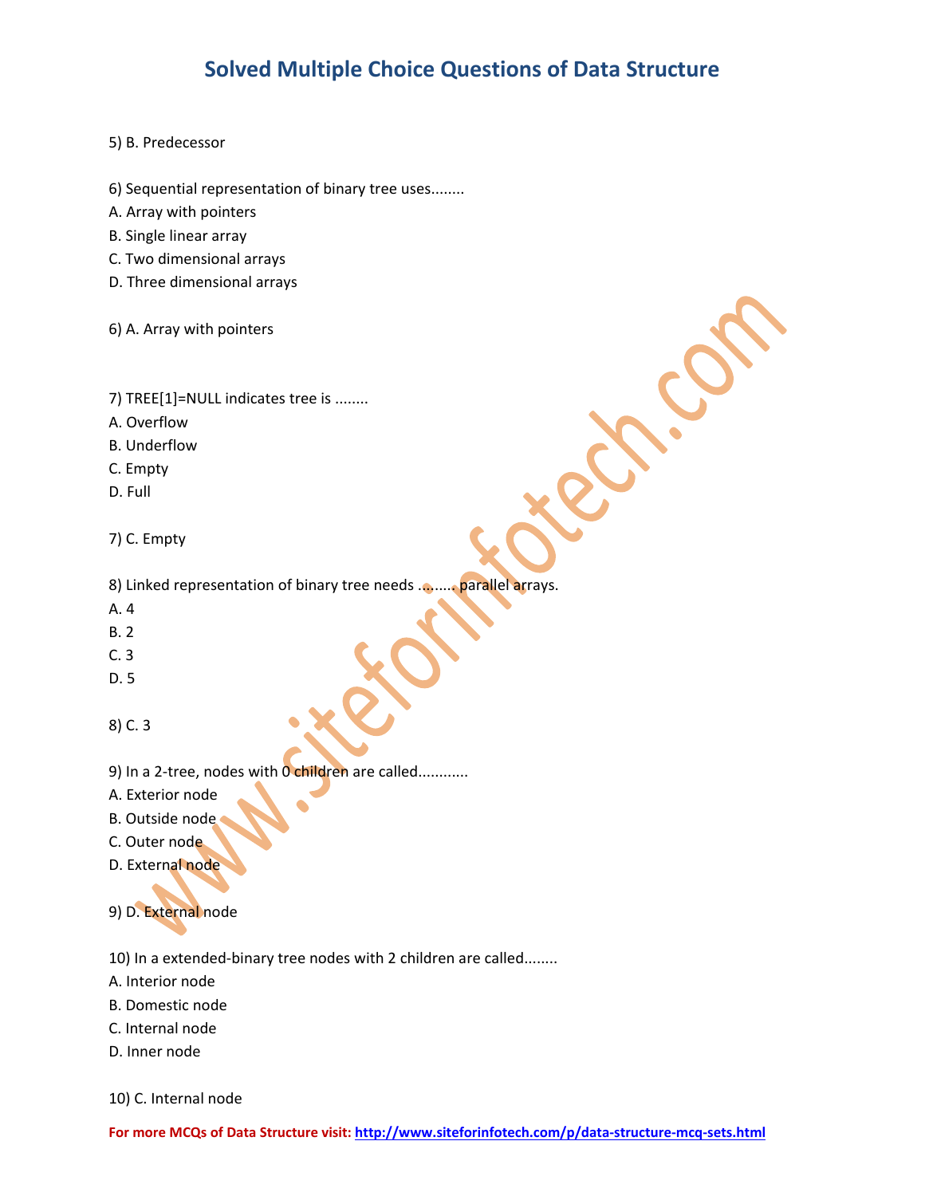# Solved Multiple Choice Questions of Data Structure

5) B. Predecessor

6) Sequential representation of binary tree uses........
A. Array with pointers
B. Single linear array
C. Two dimensional arrays
D. Three dimensional arrays

6) A. Array with pointers

7) TREE[1]=NULL indicates tree is ........
A. Overflow
B. Underflow
C. Empty
D. Full

7) C. Empty

8) Linked representation of binary tree needs ......... parallel arrays.
A. 4
B. 2
C. 3
D. 5

8) C. 3

9) In a 2-tree, nodes with 0 children are called...........
A. Exterior node
B. Outside node
C. Outer node
D. External node

9) D. External node

10) In a extended-binary tree nodes with 2 children are called........
A. Interior node
B. Domestic node
C. Internal node
D. Inner node

10) C. Internal node

**For more MCQs of Data Structure visit:** http://www.siteforinfotech.com/p/data-structure-mcq-sets.html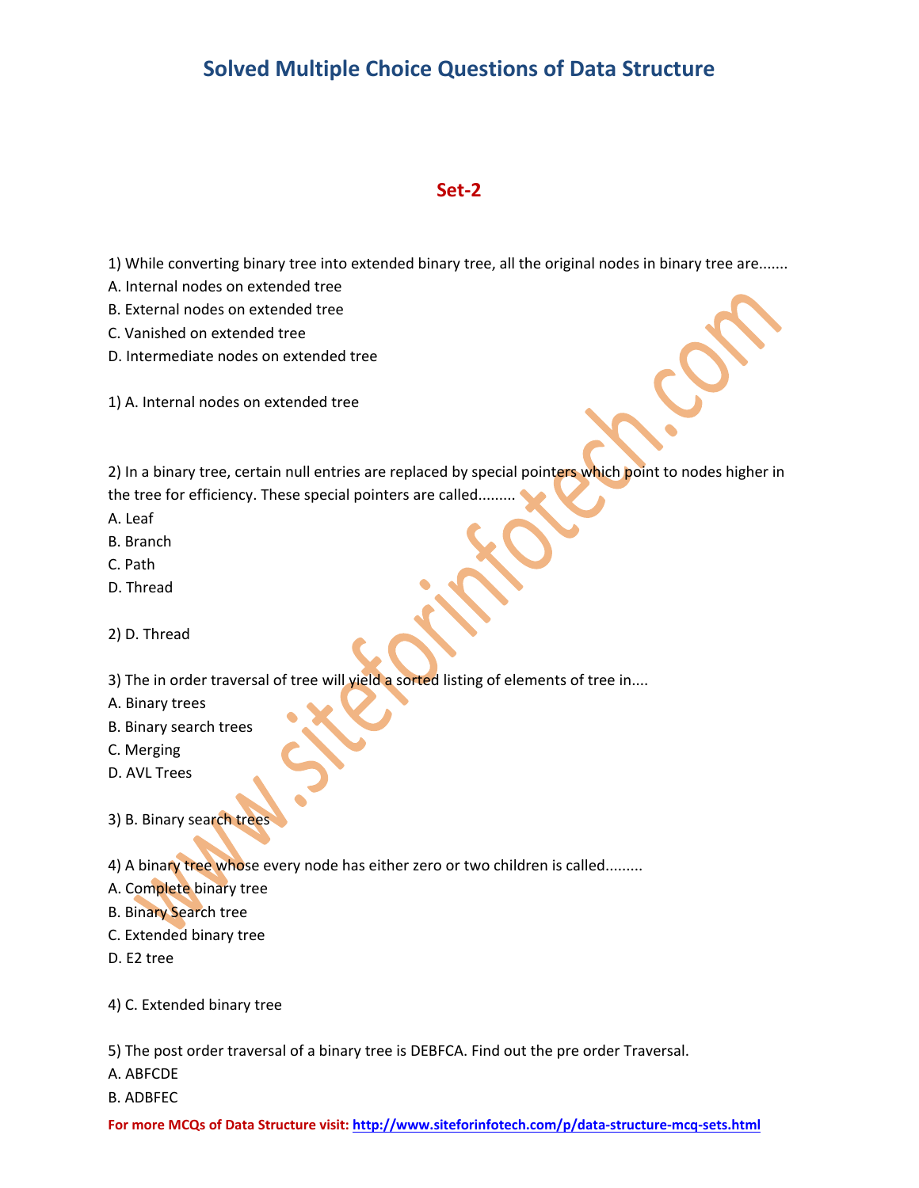# Solved Multiple Choice Questions of Data Structure

## Set-2

1) While converting binary tree into extended binary tree, all the original nodes in binary tree are.......
A. Internal nodes on extended tree
B. External nodes on extended tree
C. Vanished on extended tree
D. Intermediate nodes on extended tree

1) A. Internal nodes on extended tree

2) In a binary tree, certain null entries are replaced by special pointers which point to nodes higher in the tree for efficiency. These special pointers are called.........
A. Leaf
B. Branch
C. Path
D. Thread

2) D. Thread

3) The in order traversal of tree will yield a sorted listing of elements of tree in....
A. Binary trees
B. Binary search trees
C. Merging
D. AVL Trees

3) B. Binary search trees

4) A binary tree whose every node has either zero or two children is called.........
A. Complete binary tree
B. Binary Search tree
C. Extended binary tree
D. E2 tree

4) C. Extended binary tree

5) The post order traversal of a binary tree is DEBFCA. Find out the pre order Traversal.
A. ABFCDE
B. ADBFEC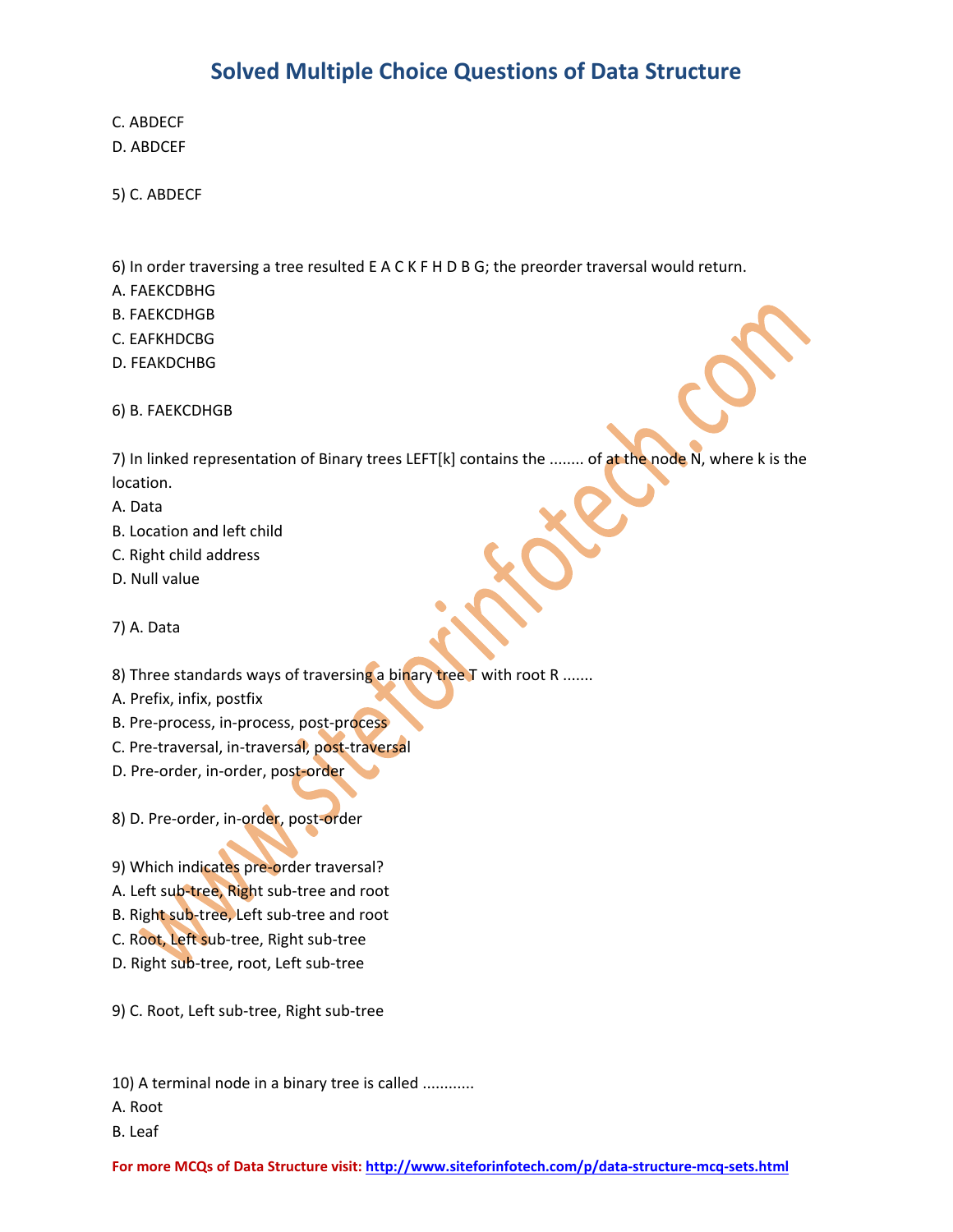C. ABDECF

D. ABDCEF

5) C. ABDECF

6) In order traversing a tree resulted E A C K F H D B G; the preorder traversal would return.

A. FAEKCDBHG

B. FAEKCDHGB

C. EAFKHDCBG

D. FEAKDCHBG

6) B. FAEKCDHGB

7) In linked representation of Binary trees LEFT[k] contains the ........ of at the node N, where k is the location.

A. Data

B. Location and left child

C. Right child address

D. Null value

7) A. Data

8) Three standards ways of traversing a binary tree T with root R .......

A. Prefix, infix, postfix

B. Pre-process, in-process, post-process

C. Pre-traversal, in-traversal, post-traversal

D. Pre-order, in-order, post-order

8) D. Pre-order, in-order, post-order

9) Which indicates pre-order traversal?

A. Left sub-tree, Right sub-tree and root

B. Right sub-tree, Left sub-tree and root

C. Root, Left sub-tree, Right sub-tree

D. Right sub-tree, root, Left sub-tree

9) C. Root, Left sub-tree, Right sub-tree

10) A terminal node in a binary tree is called ...........

A. Root

B. Leaf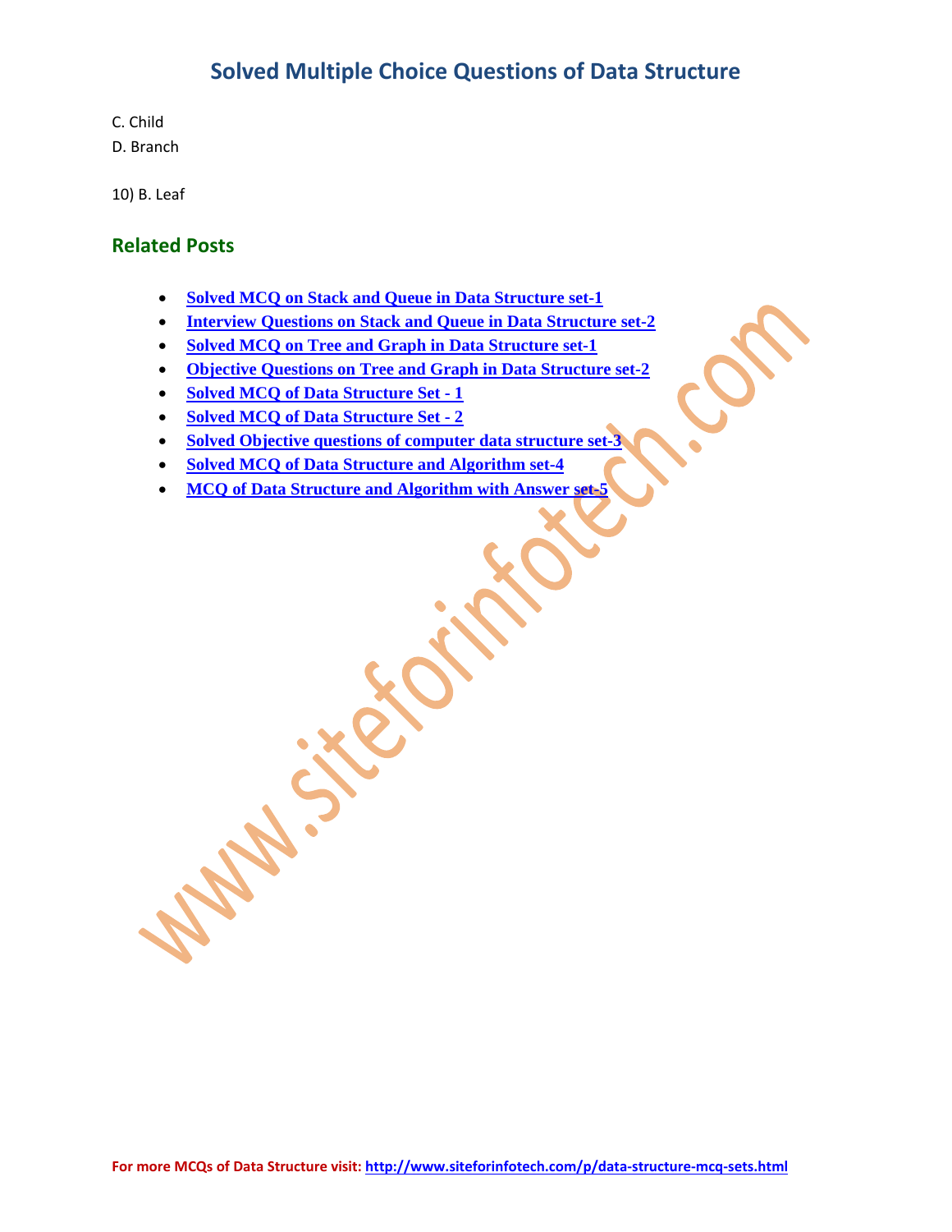C. Child

D. Branch

10) B. Leaf

## Related Posts

- **Solved MCQ on Stack and Queue in Data Structure set-1**
- **Interview Questions on Stack and Queue in Data Structure set-2**
- **Solved MCQ on Tree and Graph in Data Structure set-1**
- **Objective Questions on Tree and Graph in Data Structure set-2**
- **Solved MCQ of Data Structure Set - 1**
- **Solved MCQ of Data Structure Set - 2**
- **Solved Objective questions of computer data structure set-3**
- **Solved MCQ of Data Structure and Algorithm set-4**
- **MCQ of Data Structure and Algorithm with Answer set-5**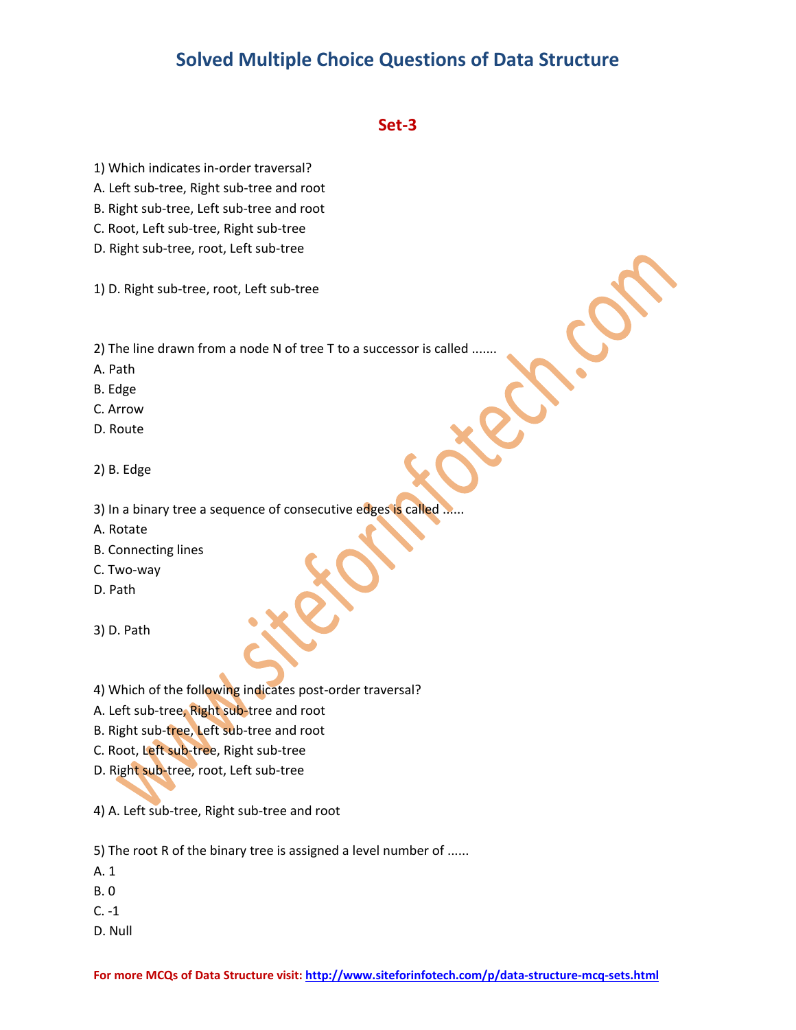# Solved Multiple Choice Questions of Data Structure

## Set-3

1) Which indicates in-order traversal?
A. Left sub-tree, Right sub-tree and root
B. Right sub-tree, Left sub-tree and root
C. Root, Left sub-tree, Right sub-tree
D. Right sub-tree, root, Left sub-tree

1) D. Right sub-tree, root, Left sub-tree

2) The line drawn from a node N of tree T to a successor is called .......
A. Path
B. Edge
C. Arrow
D. Route

2) B. Edge

3) In a binary tree a sequence of consecutive edges is called ......
A. Rotate
B. Connecting lines
C. Two-way
D. Path

3) D. Path

4) Which of the following indicates post-order traversal?
A. Left sub-tree, Right sub-tree and root
B. Right sub-tree, Left sub-tree and root
C. Root, Left sub-tree, Right sub-tree
D. Right sub-tree, root, Left sub-tree

4) A. Left sub-tree, Right sub-tree and root

5) The root R of the binary tree is assigned a level number of ......
A. 1
B. 0
C. -1
D. Null

**For more MCQs of Data Structure visit:** http://www.siteforinfotech.com/p/data-structure-mcq-sets.html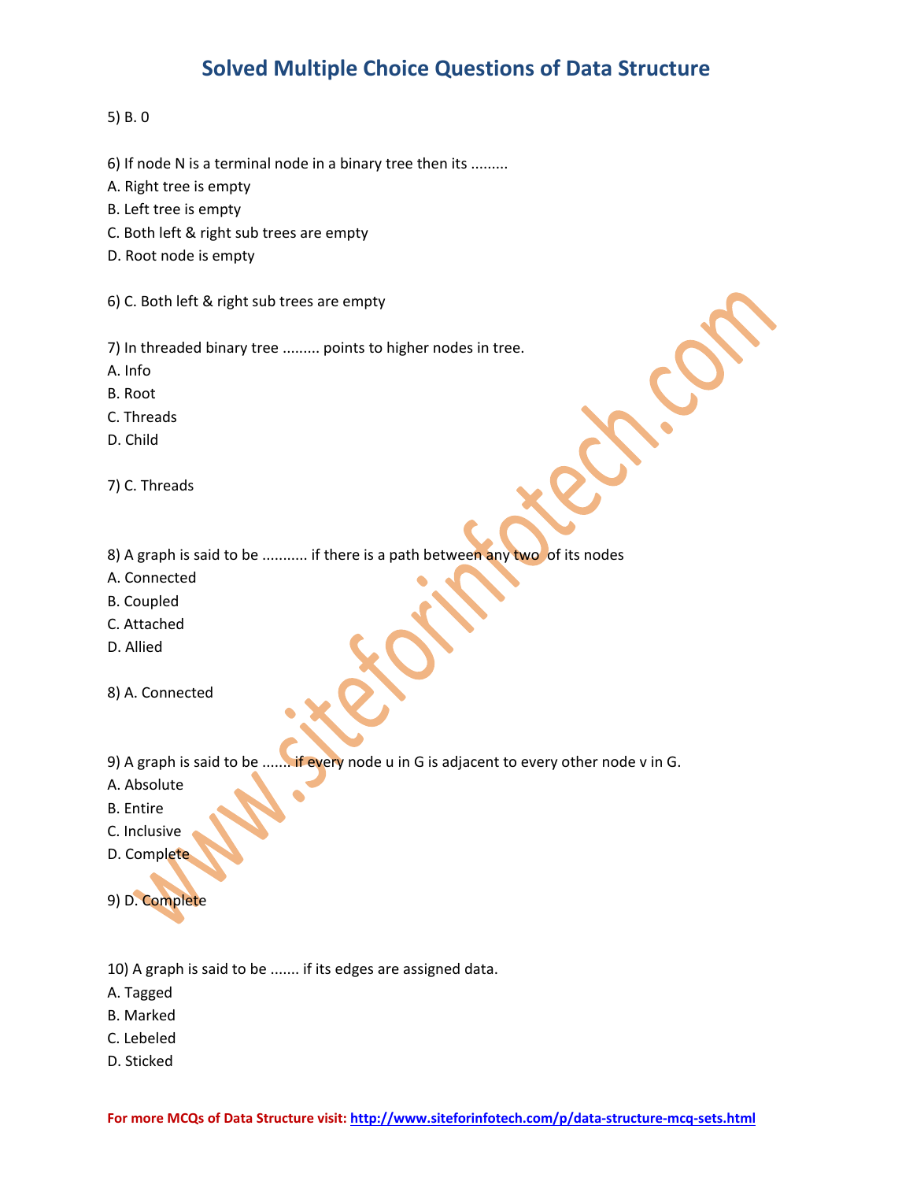5) B. 0

6) If node N is a terminal node in a binary tree then its .........
A. Right tree is empty
B. Left tree is empty
C. Both left & right sub trees are empty
D. Root node is empty

6) C. Both left & right sub trees are empty

7) In threaded binary tree ......... points to higher nodes in tree.
A. Info
B. Root
C. Threads
D. Child

7) C. Threads

8) A graph is said to be ........... if there is a path between any two of its nodes
A. Connected
B. Coupled
C. Attached
D. Allied

8) A. Connected

9) A graph is said to be ....... if every node u in G is adjacent to every other node v in G.
A. Absolute
B. Entire
C. Inclusive
D. Complete

9) D. Complete

10) A graph is said to be ....... if its edges are assigned data.
A. Tagged
B. Marked
C. Lebeled
D. Sticked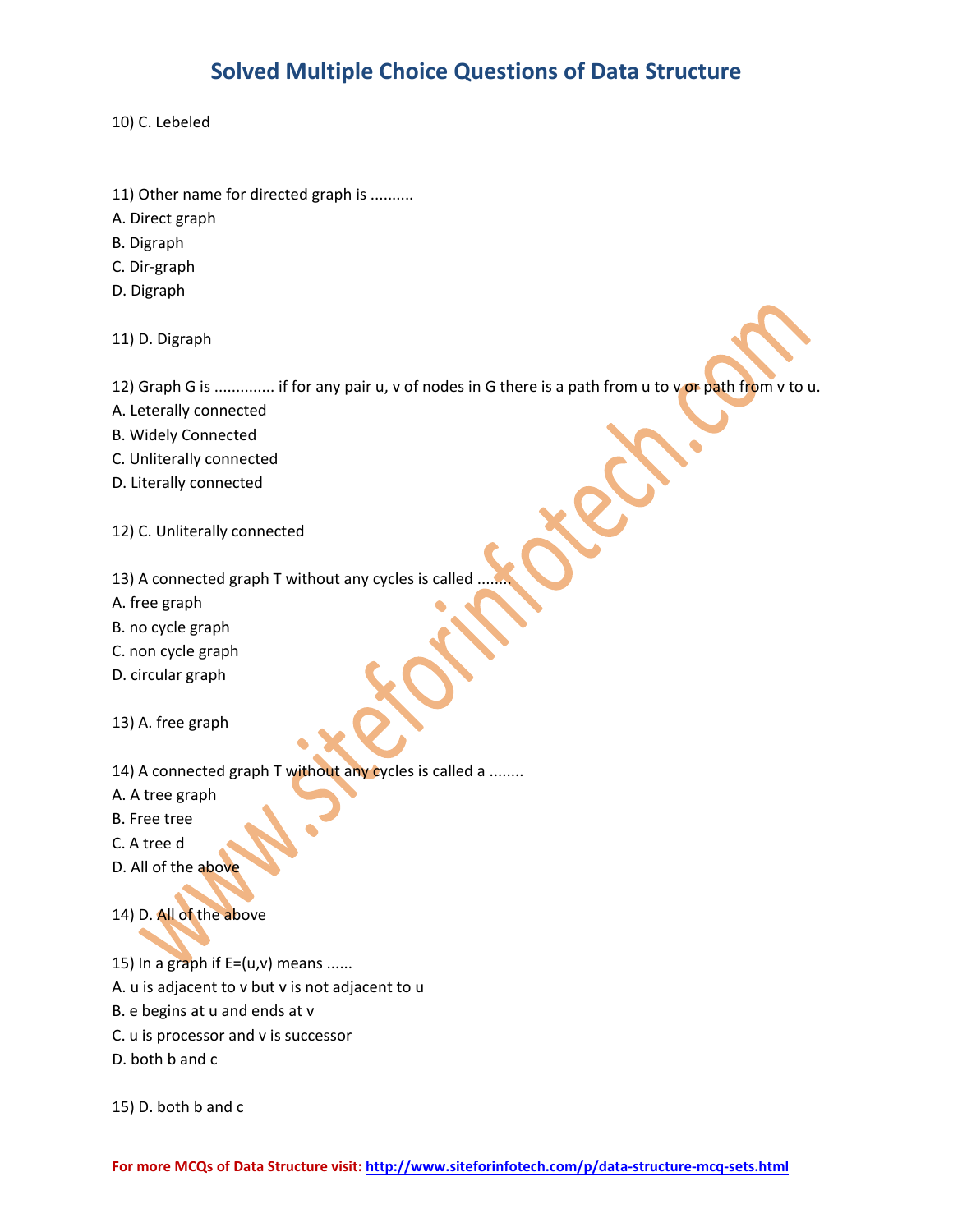10) C. Lebeled

11) Other name for directed graph is ..........

A. Direct graph

B. Digraph

C. Dir-graph

D. Digraph

11) D. Digraph

12) Graph G is ............. if for any pair u, v of nodes in G there is a path from u to v or path from v to u.

A. Leterally connected

B. Widely Connected

C. Unliterally connected

D. Literally connected

12) C. Unliterally connected

13) A connected graph T without any cycles is called ........

A. free graph

B. no cycle graph

C. non cycle graph

D. circular graph

13) A. free graph

14) A connected graph T without any cycles is called a ........

A. A tree graph

B. Free tree

C. A tree d

D. All of the above

14) D. All of the above

15) In a graph if E=(u,v) means ......

A. u is adjacent to v but v is not adjacent to u

B. e begins at u and ends at v

C. u is processor and v is successor

D. both b and c

15) D. both b and c

**For more MCQs of Data Structure visit:** http://www.siteforinfotech.com/p/data-structure-mcq-sets.html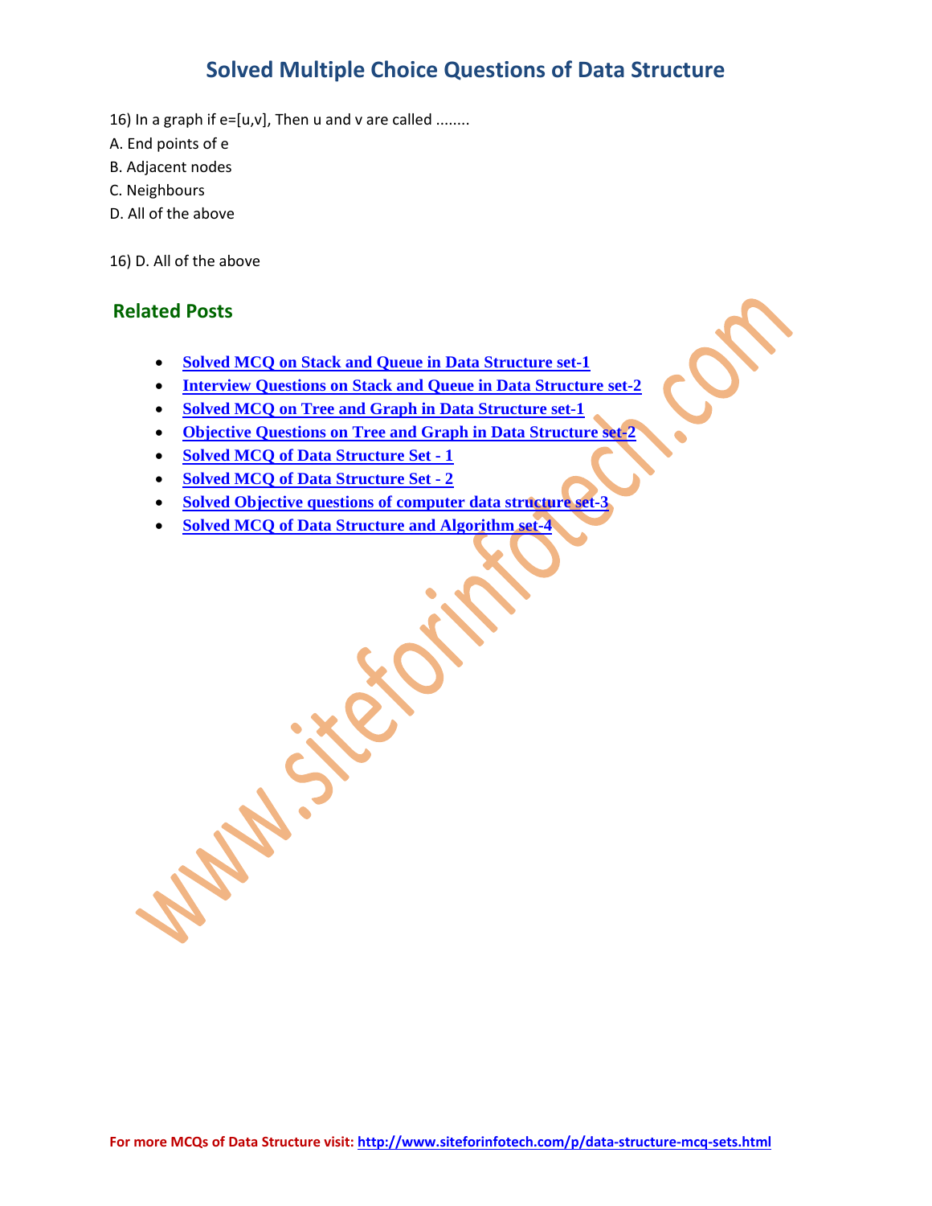# Solved Multiple Choice Questions of Data Structure

16) In a graph if e=[u,v], Then u and v are called ........

A. End points of e

B. Adjacent nodes

C. Neighbours

D. All of the above

16) D. All of the above

## Related Posts

- **Solved MCQ on Stack and Queue in Data Structure set-1**
- **Interview Questions on Stack and Queue in Data Structure set-2**
- **Solved MCQ on Tree and Graph in Data Structure set-1**
- **Objective Questions on Tree and Graph in Data Structure set-2**
- **Solved MCQ of Data Structure Set - 1**
- **Solved MCQ of Data Structure Set - 2**
- **Solved Objective questions of computer data structure set-3**
- **Solved MCQ of Data Structure and Algorithm set-4**

**For more MCQs of Data Structure visit: http://www.siteforinfotech.com/p/data-structure-mcq-sets.html**